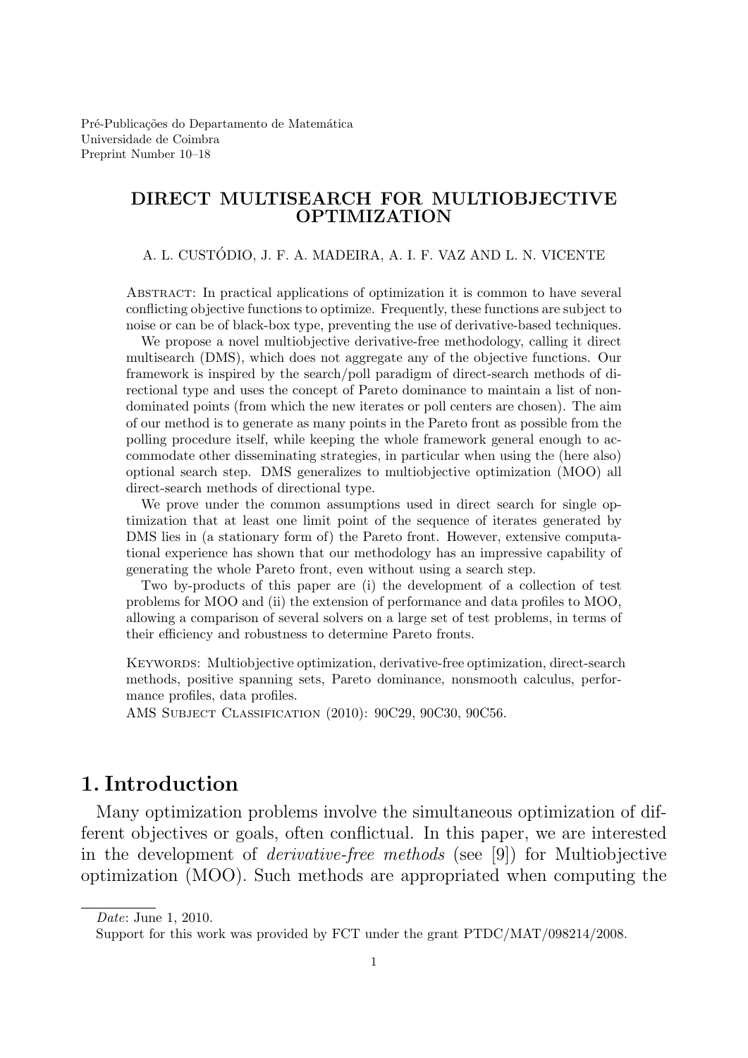Pré-Publicações do Departamento de Matemática
Universidade de Coimbra
Preprint Number 10–18

# DIRECT MULTISEARCH FOR MULTIOBJECTIVE OPTIMIZATION

A. L. CUSTÓDIO, J. F. A. MADEIRA, A. I. F. VAZ AND L. N. VICENTE

Abstract: In practical applications of optimization it is common to have several conflicting objective functions to optimize. Frequently, these functions are subject to noise or can be of black-box type, preventing the use of derivative-based techniques.

We propose a novel multiobjective derivative-free methodology, calling it direct multisearch (DMS), which does not aggregate any of the objective functions. Our framework is inspired by the search/poll paradigm of direct-search methods of directional type and uses the concept of Pareto dominance to maintain a list of nondominated points (from which the new iterates or poll centers are chosen). The aim of our method is to generate as many points in the Pareto front as possible from the polling procedure itself, while keeping the whole framework general enough to accommodate other disseminating strategies, in particular when using the (here also) optional search step. DMS generalizes to multiobjective optimization (MOO) all direct-search methods of directional type.

We prove under the common assumptions used in direct search for single optimization that at least one limit point of the sequence of iterates generated by DMS lies in (a stationary form of) the Pareto front. However, extensive computational experience has shown that our methodology has an impressive capability of generating the whole Pareto front, even without using a search step.

Two by-products of this paper are (i) the development of a collection of test problems for MOO and (ii) the extension of performance and data profiles to MOO, allowing a comparison of several solvers on a large set of test problems, in terms of their efficiency and robustness to determine Pareto fronts.

Keywords: Multiobjective optimization, derivative-free optimization, direct-search methods, positive spanning sets, Pareto dominance, nonsmooth calculus, performance profiles, data profiles.

AMS Subject Classification (2010): 90C29, 90C30, 90C56.

## 1. Introduction

Many optimization problems involve the simultaneous optimization of different objectives or goals, often conflictual. In this paper, we are interested in the development of *derivative-free methods* (see [9]) for Multiobjective optimization (MOO). Such methods are appropriated when computing the

---

*Date*: June 1, 2010.

Support for this work was provided by FCT under the grant PTDC/MAT/098214/2008.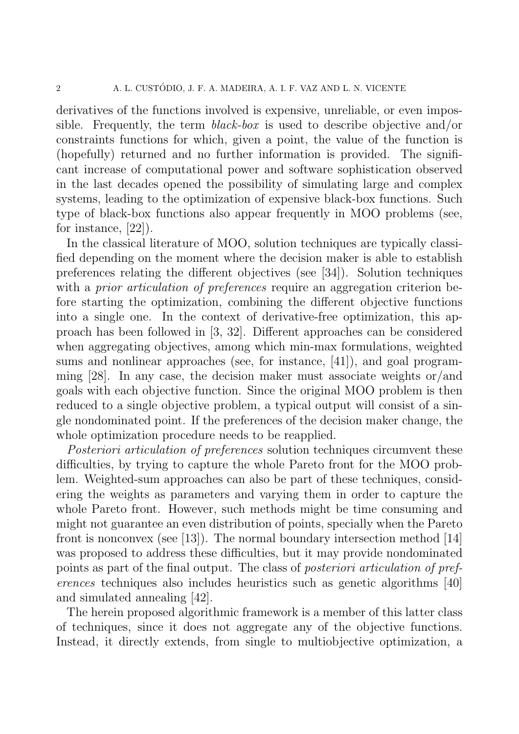derivatives of the functions involved is expensive, unreliable, or even impossible. Frequently, the term *black-box* is used to describe objective and/or constraints functions for which, given a point, the value of the function is (hopefully) returned and no further information is provided. The significant increase of computational power and software sophistication observed in the last decades opened the possibility of simulating large and complex systems, leading to the optimization of expensive black-box functions. Such type of black-box functions also appear frequently in MOO problems (see, for instance, [22]).

In the classical literature of MOO, solution techniques are typically classified depending on the moment where the decision maker is able to establish preferences relating the different objectives (see [34]). Solution techniques with a *prior articulation of preferences* require an aggregation criterion before starting the optimization, combining the different objective functions into a single one. In the context of derivative-free optimization, this approach has been followed in [3, 32]. Different approaches can be considered when aggregating objectives, among which min-max formulations, weighted sums and nonlinear approaches (see, for instance, [41]), and goal programming [28]. In any case, the decision maker must associate weights or/and goals with each objective function. Since the original MOO problem is then reduced to a single objective problem, a typical output will consist of a single nondominated point. If the preferences of the decision maker change, the whole optimization procedure needs to be reapplied.

*Posteriori articulation of preferences* solution techniques circumvent these difficulties, by trying to capture the whole Pareto front for the MOO problem. Weighted-sum approaches can also be part of these techniques, considering the weights as parameters and varying them in order to capture the whole Pareto front. However, such methods might be time consuming and might not guarantee an even distribution of points, specially when the Pareto front is nonconvex (see [13]). The normal boundary intersection method [14] was proposed to address these difficulties, but it may provide nondominated points as part of the final output. The class of *posteriori articulation of preferences* techniques also includes heuristics such as genetic algorithms [40] and simulated annealing [42].

The herein proposed algorithmic framework is a member of this latter class of techniques, since it does not aggregate any of the objective functions. Instead, it directly extends, from single to multiobjective optimization, a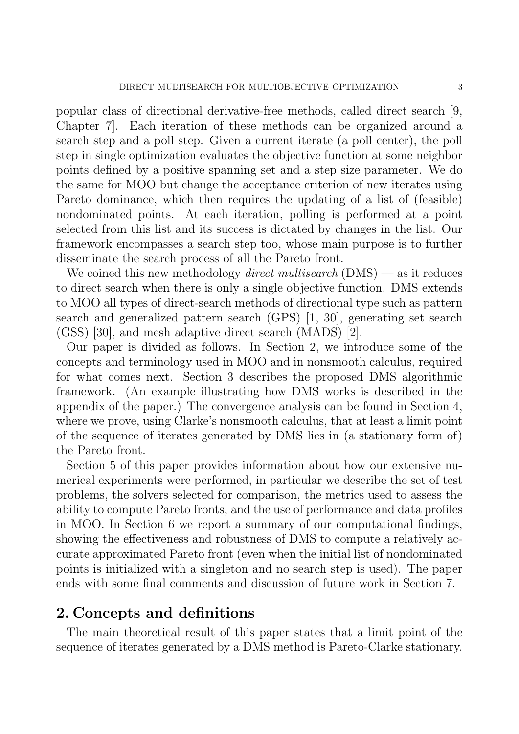popular class of directional derivative-free methods, called direct search [9, Chapter 7]. Each iteration of these methods can be organized around a search step and a poll step. Given a current iterate (a poll center), the poll step in single optimization evaluates the objective function at some neighbor points defined by a positive spanning set and a step size parameter. We do the same for MOO but change the acceptance criterion of new iterates using Pareto dominance, which then requires the updating of a list of (feasible) nondominated points. At each iteration, polling is performed at a point selected from this list and its success is dictated by changes in the list. Our framework encompasses a search step too, whose main purpose is to further disseminate the search process of all the Pareto front.

We coined this new methodology *direct multisearch* (DMS) — as it reduces to direct search when there is only a single objective function. DMS extends to MOO all types of direct-search methods of directional type such as pattern search and generalized pattern search (GPS) [1, 30], generating set search (GSS) [30], and mesh adaptive direct search (MADS) [2].

Our paper is divided as follows. In Section 2, we introduce some of the concepts and terminology used in MOO and in nonsmooth calculus, required for what comes next. Section 3 describes the proposed DMS algorithmic framework. (An example illustrating how DMS works is described in the appendix of the paper.) The convergence analysis can be found in Section 4, where we prove, using Clarke's nonsmooth calculus, that at least a limit point of the sequence of iterates generated by DMS lies in (a stationary form of) the Pareto front.

Section 5 of this paper provides information about how our extensive numerical experiments were performed, in particular we describe the set of test problems, the solvers selected for comparison, the metrics used to assess the ability to compute Pareto fronts, and the use of performance and data profiles in MOO. In Section 6 we report a summary of our computational findings, showing the effectiveness and robustness of DMS to compute a relatively accurate approximated Pareto front (even when the initial list of nondominated points is initialized with a singleton and no search step is used). The paper ends with some final comments and discussion of future work in Section 7.

## 2. Concepts and definitions

The main theoretical result of this paper states that a limit point of the sequence of iterates generated by a DMS method is Pareto-Clarke stationary.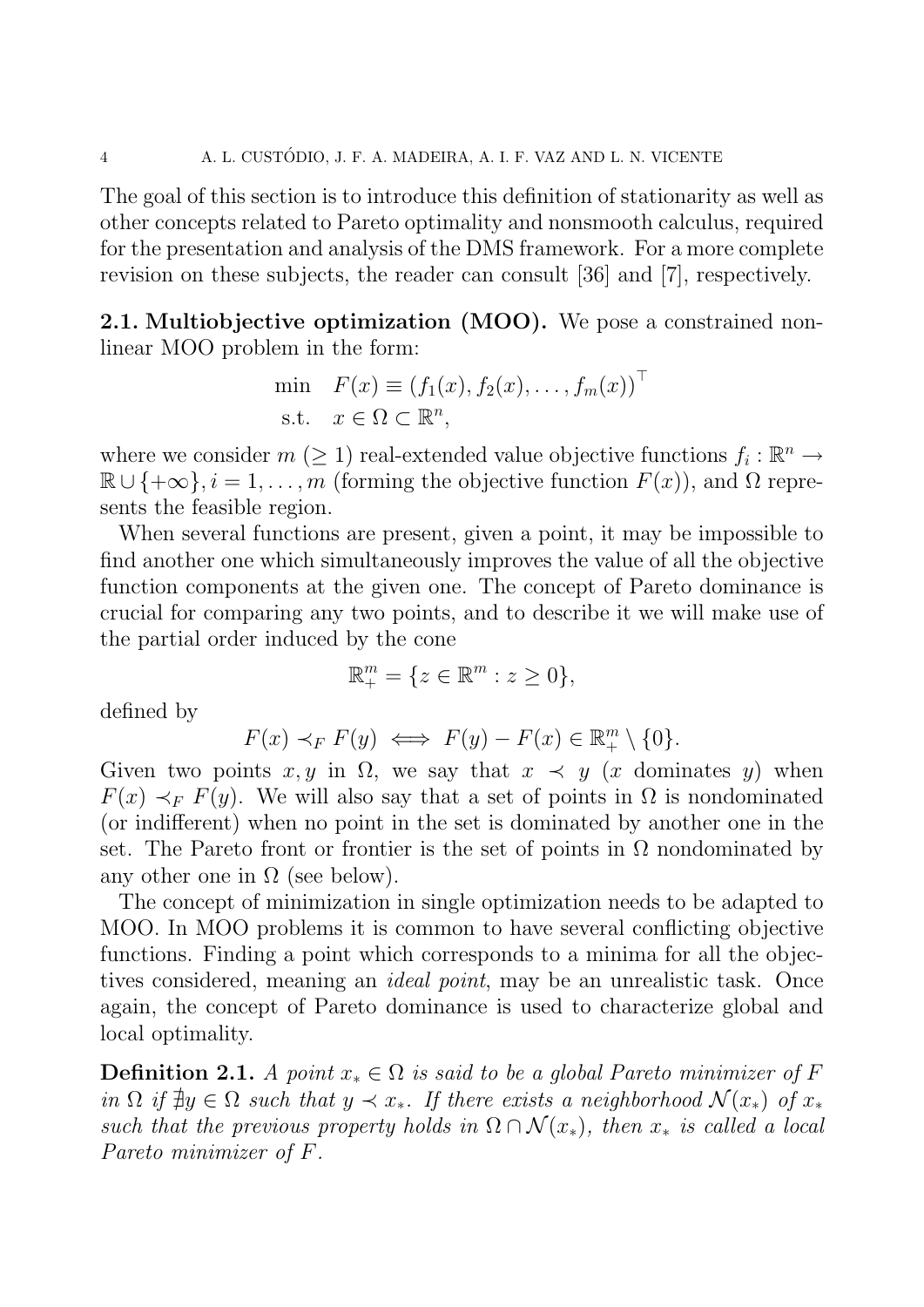The goal of this section is to introduce this definition of stationarity as well as other concepts related to Pareto optimality and nonsmooth calculus, required for the presentation and analysis of the DMS framework. For a more complete revision on these subjects, the reader can consult [36] and [7], respectively.

**2.1. Multiobjective optimization (MOO).** We pose a constrained nonlinear MOO problem in the form:

$$\begin{array}{ll} \min & F(x) \equiv (f_1(x), f_2(x), \ldots, f_m(x))^\top \\ \text{s.t.} & x \in \Omega \subset \mathbb{R}^n, \end{array}$$

where we consider $m$ ($\geq 1$) real-extended value objective functions $f_i : \mathbb{R}^n \to \mathbb{R} \cup \{+\infty\}, i = 1, \ldots, m$ (forming the objective function $F(x)$), and $\Omega$ represents the feasible region.

When several functions are present, given a point, it may be impossible to find another one which simultaneously improves the value of all the objective function components at the given one. The concept of Pareto dominance is crucial for comparing any two points, and to describe it we will make use of the partial order induced by the cone

$$\mathbb{R}^m_+ = \{z \in \mathbb{R}^m : z \geq 0\},$$

defined by

$$F(x) \prec_F F(y) \iff F(y) - F(x) \in \mathbb{R}^m_+ \setminus \{0\}.$$

Given two points $x, y$ in $\Omega$, we say that $x \prec y$ ($x$ dominates $y$) when $F(x) \prec_F F(y)$. We will also say that a set of points in $\Omega$ is nondominated (or indifferent) when no point in the set is dominated by another one in the set. The Pareto front or frontier is the set of points in $\Omega$ nondominated by any other one in $\Omega$ (see below).

The concept of minimization in single optimization needs to be adapted to MOO. In MOO problems it is common to have several conflicting objective functions. Finding a point which corresponds to a minima for all the objectives considered, meaning an *ideal point*, may be an unrealistic task. Once again, the concept of Pareto dominance is used to characterize global and local optimality.

**Definition 2.1.** *A point $x_* \in \Omega$ is said to be a global Pareto minimizer of $F$ in $\Omega$ if $\nexists y \in \Omega$ such that $y \prec x_*$. If there exists a neighborhood $\mathcal{N}(x_*)$ of $x_*$ such that the previous property holds in $\Omega \cap \mathcal{N}(x_*)$, then $x_*$ is called a local Pareto minimizer of $F$.*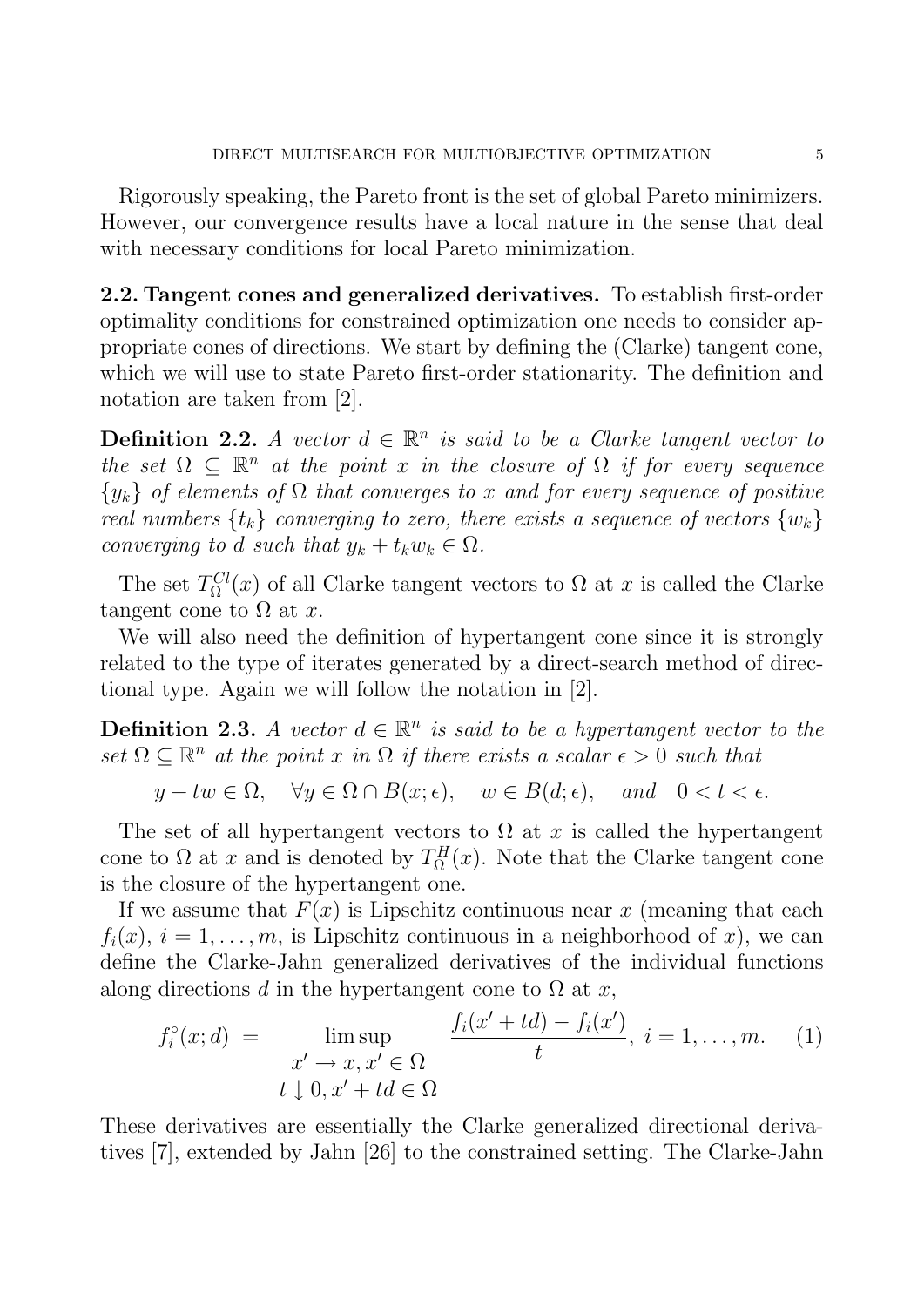Rigorously speaking, the Pareto front is the set of global Pareto minimizers. However, our convergence results have a local nature in the sense that deal with necessary conditions for local Pareto minimization.

**2.2. Tangent cones and generalized derivatives.** To establish first-order optimality conditions for constrained optimization one needs to consider appropriate cones of directions. We start by defining the (Clarke) tangent cone, which we will use to state Pareto first-order stationarity. The definition and notation are taken from [2].

**Definition 2.2.** *A vector $d \in \mathbb{R}^n$ is said to be a Clarke tangent vector to the set $\Omega \subseteq \mathbb{R}^n$ at the point $x$ in the closure of $\Omega$ if for every sequence $\{y_k\}$ of elements of $\Omega$ that converges to $x$ and for every sequence of positive real numbers $\{t_k\}$ converging to zero, there exists a sequence of vectors $\{w_k\}$ converging to $d$ such that $y_k + t_k w_k \in \Omega$.*

The set $T_\Omega^{Cl}(x)$ of all Clarke tangent vectors to $\Omega$ at $x$ is called the Clarke tangent cone to $\Omega$ at $x$.

We will also need the definition of hypertangent cone since it is strongly related to the type of iterates generated by a direct-search method of directional type. Again we will follow the notation in [2].

**Definition 2.3.** *A vector $d \in \mathbb{R}^n$ is said to be a hypertangent vector to the set $\Omega \subseteq \mathbb{R}^n$ at the point $x$ in $\Omega$ if there exists a scalar $\epsilon > 0$ such that*

$$y + tw \in \Omega, \quad \forall y \in \Omega \cap B(x;\epsilon), \quad w \in B(d;\epsilon), \quad \text{and} \quad 0 < t < \epsilon.$$

The set of all hypertangent vectors to $\Omega$ at $x$ is called the hypertangent cone to $\Omega$ at $x$ and is denoted by $T_\Omega^H(x)$. Note that the Clarke tangent cone is the closure of the hypertangent one.

If we assume that $F(x)$ is Lipschitz continuous near $x$ (meaning that each $f_i(x)$, $i = 1, \ldots, m$, is Lipschitz continuous in a neighborhood of $x$), we can define the Clarke-Jahn generalized derivatives of the individual functions along directions $d$ in the hypertangent cone to $\Omega$ at $x$,

$$f_i^\circ(x;d) = \limsup_{\substack{x' \to x,\, x' \in \Omega \\ t \downarrow 0,\, x' + td \in \Omega}} \frac{f_i(x' + td) - f_i(x')}{t}, \; i = 1, \ldots, m. \quad (1)$$

These derivatives are essentially the Clarke generalized directional derivatives [7], extended by Jahn [26] to the constrained setting. The Clarke-Jahn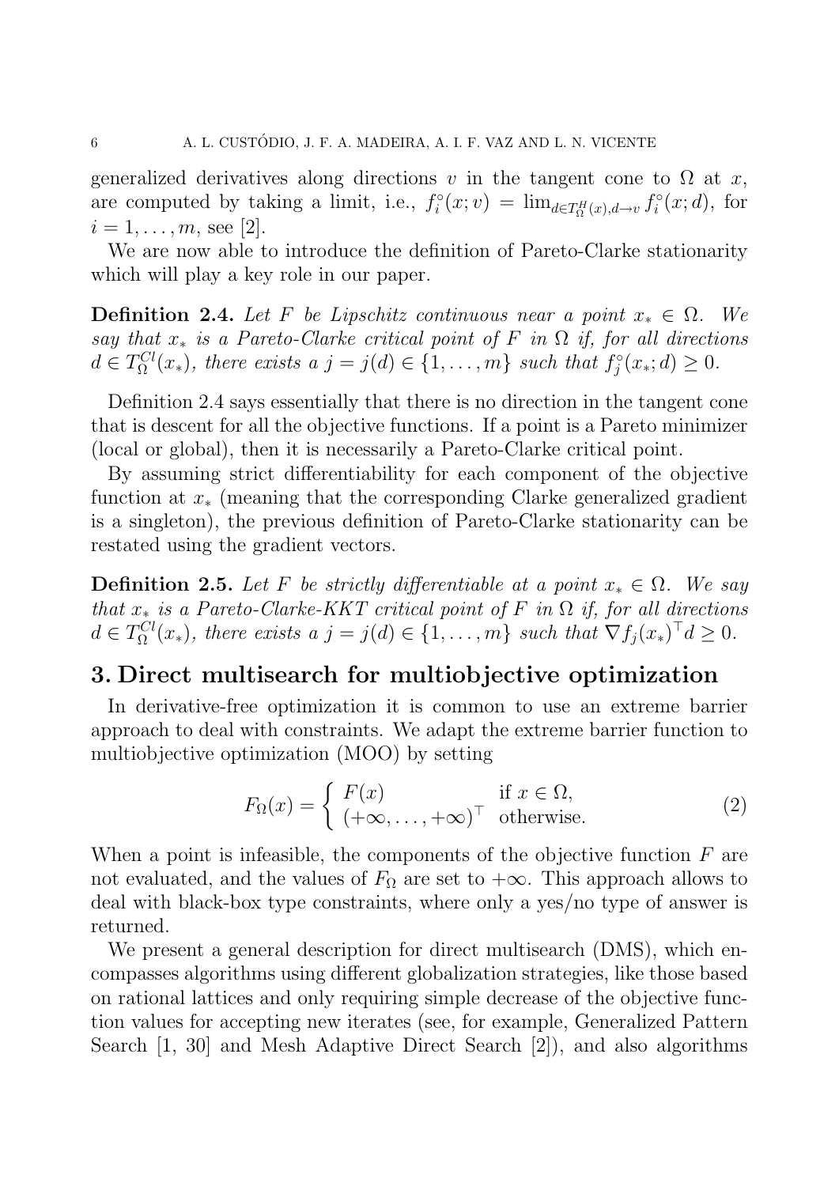generalized derivatives along directions $v$ in the tangent cone to $\Omega$ at $x$, are computed by taking a limit, i.e., $f_i^\circ(x; v) = \lim_{d \in T_\Omega^H(x), d \to v} f_i^\circ(x; d)$, for $i = 1, \ldots, m$, see [2].

We are now able to introduce the definition of Pareto-Clarke stationarity which will play a key role in our paper.

**Definition 2.4.** *Let $F$ be Lipschitz continuous near a point $x_* \in \Omega$. We say that $x_*$ is a Pareto-Clarke critical point of $F$ in $\Omega$ if, for all directions $d \in T_\Omega^{Cl}(x_*)$, there exists a $j = j(d) \in \{1, \ldots, m\}$ such that $f_j^\circ(x_*; d) \geq 0$.*

Definition 2.4 says essentially that there is no direction in the tangent cone that is descent for all the objective functions. If a point is a Pareto minimizer (local or global), then it is necessarily a Pareto-Clarke critical point.

By assuming strict differentiability for each component of the objective function at $x_*$ (meaning that the corresponding Clarke generalized gradient is a singleton), the previous definition of Pareto-Clarke stationarity can be restated using the gradient vectors.

**Definition 2.5.** *Let $F$ be strictly differentiable at a point $x_* \in \Omega$. We say that $x_*$ is a Pareto-Clarke-KKT critical point of $F$ in $\Omega$ if, for all directions $d \in T_\Omega^{Cl}(x_*)$, there exists a $j = j(d) \in \{1, \ldots, m\}$ such that $\nabla f_j(x_*)^\top d \geq 0$.*

## 3. Direct multisearch for multiobjective optimization

In derivative-free optimization it is common to use an extreme barrier approach to deal with constraints. We adapt the extreme barrier function to multiobjective optimization (MOO) by setting

$$F_\Omega(x) = \begin{cases} F(x) & \text{if } x \in \Omega, \\ (+\infty, \ldots, +\infty)^\top & \text{otherwise.} \end{cases} \tag{2}$$

When a point is infeasible, the components of the objective function $F$ are not evaluated, and the values of $F_\Omega$ are set to $+\infty$. This approach allows to deal with black-box type constraints, where only a yes/no type of answer is returned.

We present a general description for direct multisearch (DMS), which encompasses algorithms using different globalization strategies, like those based on rational lattices and only requiring simple decrease of the objective function values for accepting new iterates (see, for example, Generalized Pattern Search [1, 30] and Mesh Adaptive Direct Search [2]), and also algorithms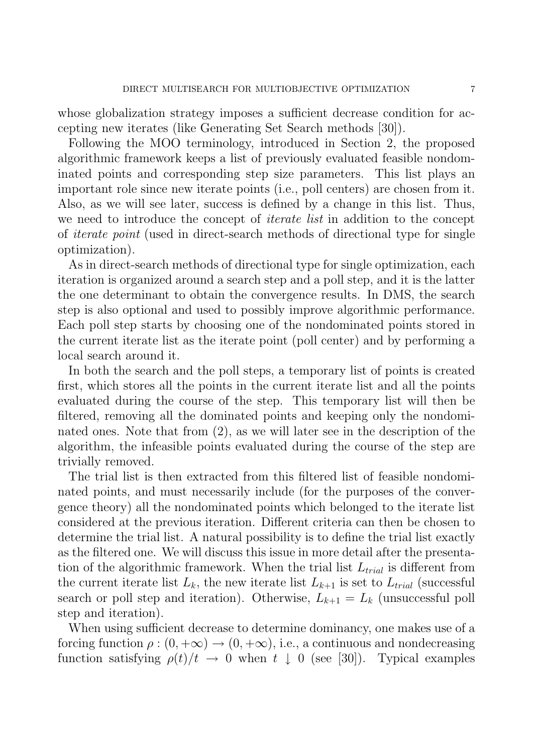whose globalization strategy imposes a sufficient decrease condition for accepting new iterates (like Generating Set Search methods [30]).

Following the MOO terminology, introduced in Section 2, the proposed algorithmic framework keeps a list of previously evaluated feasible nondominated points and corresponding step size parameters. This list plays an important role since new iterate points (i.e., poll centers) are chosen from it. Also, as we will see later, success is defined by a change in this list. Thus, we need to introduce the concept of *iterate list* in addition to the concept of *iterate point* (used in direct-search methods of directional type for single optimization).

As in direct-search methods of directional type for single optimization, each iteration is organized around a search step and a poll step, and it is the latter the one determinant to obtain the convergence results. In DMS, the search step is also optional and used to possibly improve algorithmic performance. Each poll step starts by choosing one of the nondominated points stored in the current iterate list as the iterate point (poll center) and by performing a local search around it.

In both the search and the poll steps, a temporary list of points is created first, which stores all the points in the current iterate list and all the points evaluated during the course of the step. This temporary list will then be filtered, removing all the dominated points and keeping only the nondominated ones. Note that from (2), as we will later see in the description of the algorithm, the infeasible points evaluated during the course of the step are trivially removed.

The trial list is then extracted from this filtered list of feasible nondominated points, and must necessarily include (for the purposes of the convergence theory) all the nondominated points which belonged to the iterate list considered at the previous iteration. Different criteria can then be chosen to determine the trial list. A natural possibility is to define the trial list exactly as the filtered one. We will discuss this issue in more detail after the presentation of the algorithmic framework. When the trial list $L_{trial}$ is different from the current iterate list $L_k$, the new iterate list $L_{k+1}$ is set to $L_{trial}$ (successful search or poll step and iteration). Otherwise, $L_{k+1} = L_k$ (unsuccessful poll step and iteration).

When using sufficient decrease to determine dominancy, one makes use of a forcing function $\rho : (0, +\infty) \to (0, +\infty)$, i.e., a continuous and nondecreasing function satisfying $\rho(t)/t \to 0$ when $t \downarrow 0$ (see [30]). Typical examples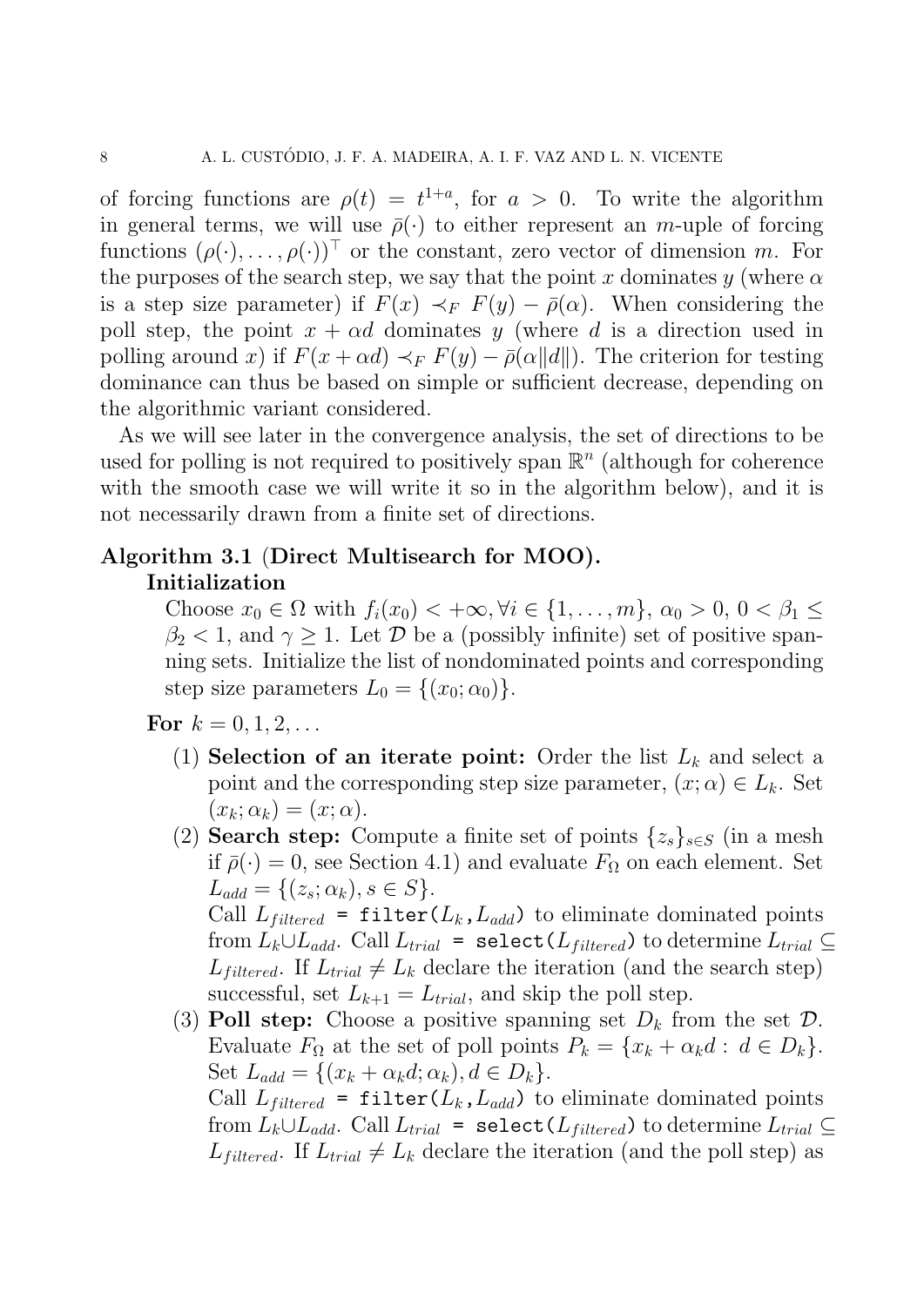of forcing functions are $\rho(t) = t^{1+a}$, for $a > 0$. To write the algorithm in general terms, we will use $\bar{\rho}(\cdot)$ to either represent an $m$-uple of forcing functions $(\rho(\cdot), \ldots, \rho(\cdot))^\top$ or the constant, zero vector of dimension $m$. For the purposes of the search step, we say that the point $x$ dominates $y$ (where $\alpha$ is a step size parameter) if $F(x) \prec_F F(y) - \bar{\rho}(\alpha)$. When considering the poll step, the point $x + \alpha d$ dominates $y$ (where $d$ is a direction used in polling around $x$) if $F(x + \alpha d) \prec_F F(y) - \bar{\rho}(\alpha \|d\|)$. The criterion for testing dominance can thus be based on simple or sufficient decrease, depending on the algorithmic variant considered.

As we will see later in the convergence analysis, the set of directions to be used for polling is not required to positively span $\mathbb{R}^n$ (although for coherence with the smooth case we will write it so in the algorithm below), and it is not necessarily drawn from a finite set of directions.

**Algorithm 3.1 (Direct Multisearch for MOO).**

**Initialization**

Choose $x_0 \in \Omega$ with $f_i(x_0) < +\infty, \forall i \in \{1, \ldots, m\}$, $\alpha_0 > 0$, $0 < \beta_1 \leq \beta_2 < 1$, and $\gamma \geq 1$. Let $\mathcal{D}$ be a (possibly infinite) set of positive spanning sets. Initialize the list of nondominated points and corresponding step size parameters $L_0 = \{(x_0; \alpha_0)\}$.

**For** $k = 0, 1, 2, \ldots$

1. **Selection of an iterate point:** Order the list $L_k$ and select a point and the corresponding step size parameter, $(x; \alpha) \in L_k$. Set $(x_k; \alpha_k) = (x; \alpha)$.
2. **Search step:** Compute a finite set of points $\{z_s\}_{s \in S}$ (in a mesh if $\bar{\rho}(\cdot) = 0$, see Section 4.1) and evaluate $F_\Omega$ on each element. Set $L_{add} = \{(z_s; \alpha_k), s \in S\}$.
   Call $L_{filtered}$ `= filter(`$L_k$`,`$L_{add}$`)` to eliminate dominated points from $L_k \cup L_{add}$. Call $L_{trial}$ `= select(`$L_{filtered}$`)` to determine $L_{trial} \subseteq L_{filtered}$. If $L_{trial} \neq L_k$ declare the iteration (and the search step) successful, set $L_{k+1} = L_{trial}$, and skip the poll step.
3. **Poll step:** Choose a positive spanning set $D_k$ from the set $\mathcal{D}$. Evaluate $F_\Omega$ at the set of poll points $P_k = \{x_k + \alpha_k d : d \in D_k\}$. Set $L_{add} = \{(x_k + \alpha_k d; \alpha_k), d \in D_k\}$.
   Call $L_{filtered}$ `= filter(`$L_k$`,`$L_{add}$`)` to eliminate dominated points from $L_k \cup L_{add}$. Call $L_{trial}$ `= select(`$L_{filtered}$`)` to determine $L_{trial} \subseteq L_{filtered}$. If $L_{trial} \neq L_k$ declare the iteration (and the poll step) as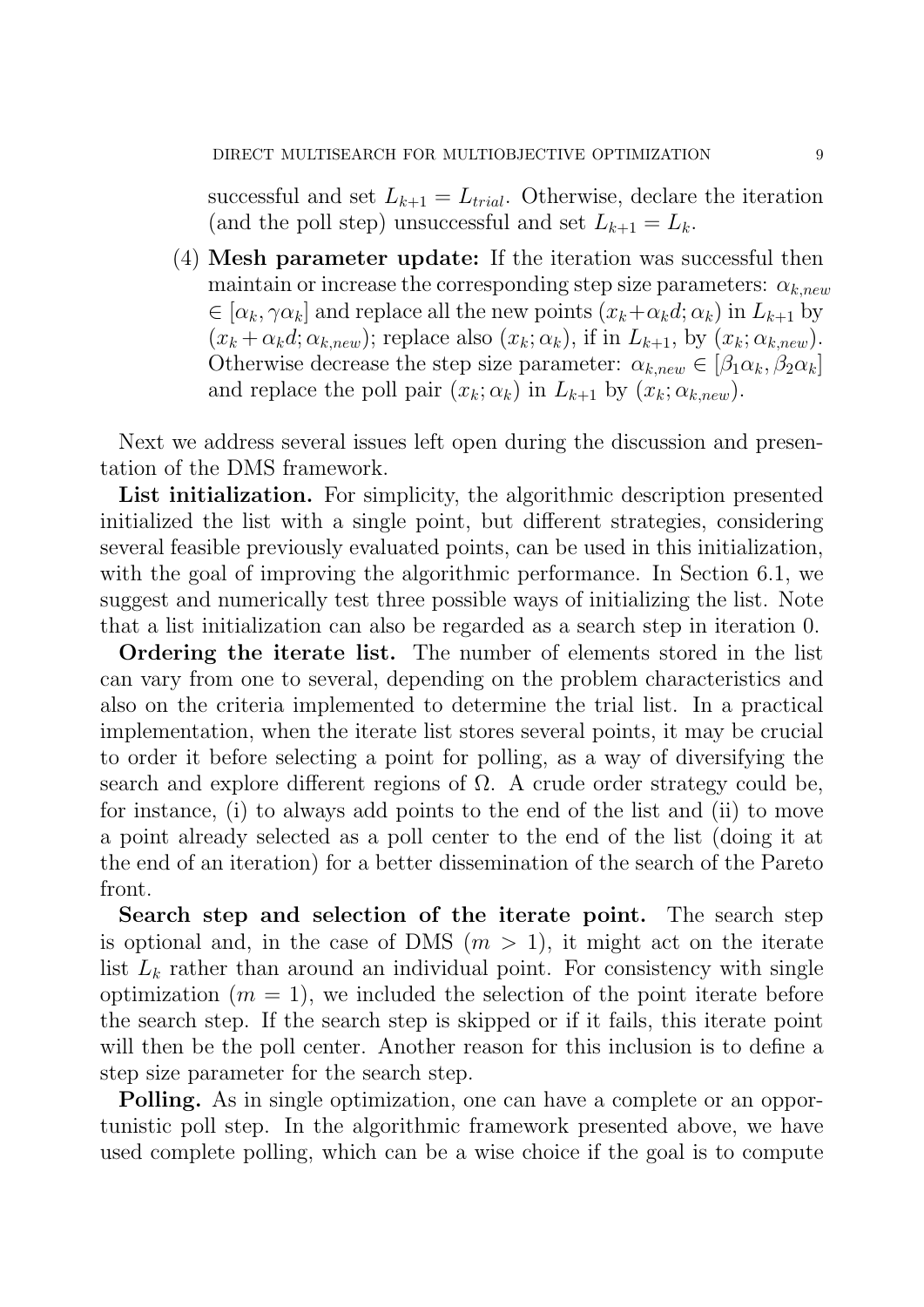successful and set $L_{k+1} = L_{trial}$. Otherwise, declare the iteration (and the poll step) unsuccessful and set $L_{k+1} = L_k$.

(4) **Mesh parameter update:** If the iteration was successful then maintain or increase the corresponding step size parameters: $\alpha_{k,new} \in [\alpha_k, \gamma\alpha_k]$ and replace all the new points $(x_k+\alpha_k d; \alpha_k)$ in $L_{k+1}$ by $(x_k + \alpha_k d; \alpha_{k,new})$; replace also $(x_k; \alpha_k)$, if in $L_{k+1}$, by $(x_k; \alpha_{k,new})$. Otherwise decrease the step size parameter: $\alpha_{k,new} \in [\beta_1\alpha_k, \beta_2\alpha_k]$ and replace the poll pair $(x_k; \alpha_k)$ in $L_{k+1}$ by $(x_k; \alpha_{k,new})$.

Next we address several issues left open during the discussion and presentation of the DMS framework.

**List initialization.** For simplicity, the algorithmic description presented initialized the list with a single point, but different strategies, considering several feasible previously evaluated points, can be used in this initialization, with the goal of improving the algorithmic performance. In Section 6.1, we suggest and numerically test three possible ways of initializing the list. Note that a list initialization can also be regarded as a search step in iteration 0.

**Ordering the iterate list.** The number of elements stored in the list can vary from one to several, depending on the problem characteristics and also on the criteria implemented to determine the trial list. In a practical implementation, when the iterate list stores several points, it may be crucial to order it before selecting a point for polling, as a way of diversifying the search and explore different regions of $\Omega$. A crude order strategy could be, for instance, (i) to always add points to the end of the list and (ii) to move a point already selected as a poll center to the end of the list (doing it at the end of an iteration) for a better dissemination of the search of the Pareto front.

**Search step and selection of the iterate point.** The search step is optional and, in the case of DMS ($m > 1$), it might act on the iterate list $L_k$ rather than around an individual point. For consistency with single optimization ($m = 1$), we included the selection of the point iterate before the search step. If the search step is skipped or if it fails, this iterate point will then be the poll center. Another reason for this inclusion is to define a step size parameter for the search step.

**Polling.** As in single optimization, one can have a complete or an opportunistic poll step. In the algorithmic framework presented above, we have used complete polling, which can be a wise choice if the goal is to compute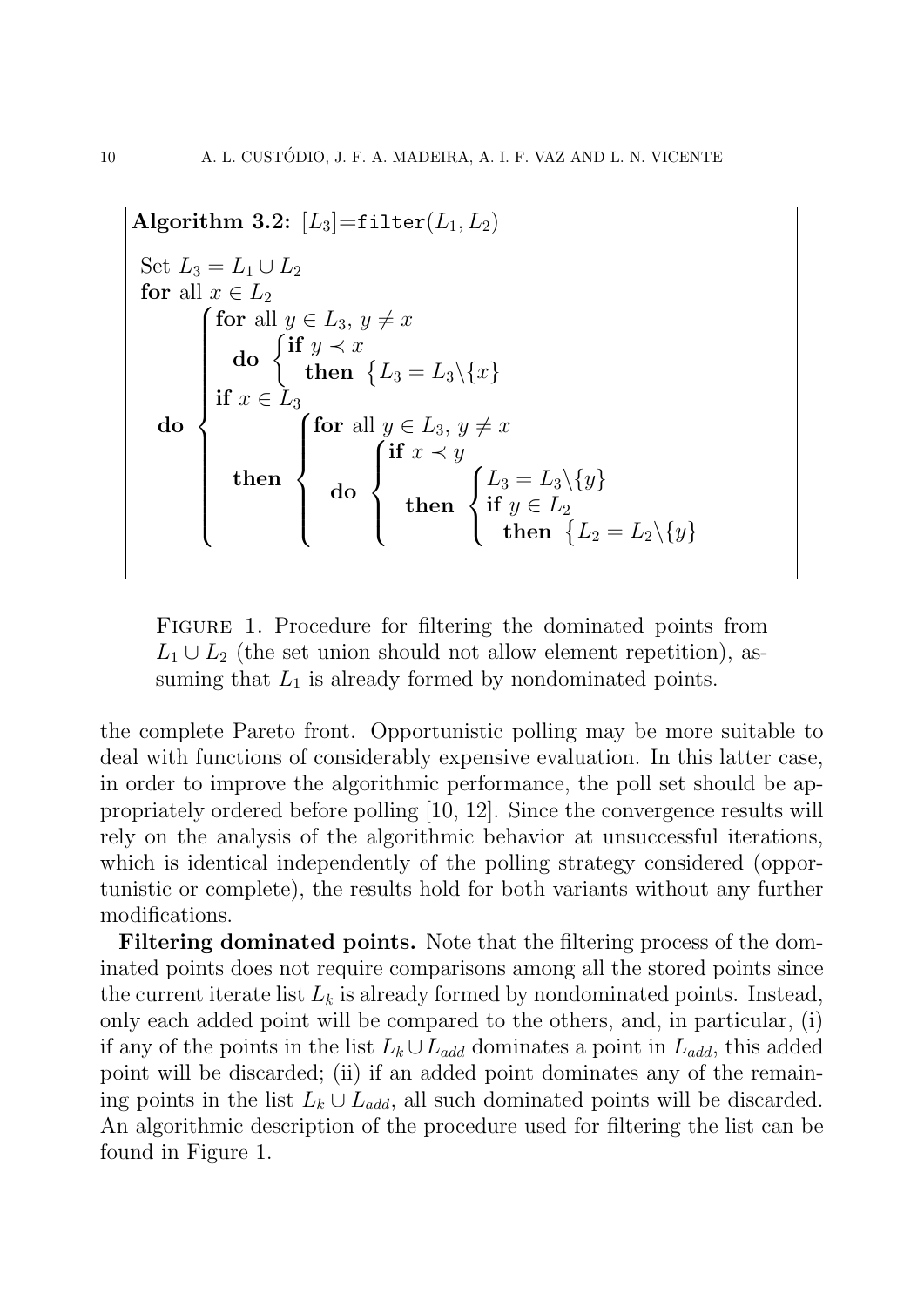**Algorithm 3.2:** $[L_3]$=`filter`$(L_1, L_2)$

```
Set L3 = L1 ∪ L2
for all x ∈ L2
  do {
    for all y ∈ L3, y ≠ x
      do { if y ≺ x
             then { L3 = L3 \ {x} }
    if x ∈ L3
      then {
        for all y ∈ L3, y ≠ x
          do { if x ≺ y
                 then { L3 = L3 \ {y}
                        if y ∈ L2
                          then { L2 = L2 \ {y} }
      }
  }
```

FIGURE 1. Procedure for filtering the dominated points from $L_1 \cup L_2$ (the set union should not allow element repetition), assuming that $L_1$ is already formed by nondominated points.

the complete Pareto front. Opportunistic polling may be more suitable to deal with functions of considerably expensive evaluation. In this latter case, in order to improve the algorithmic performance, the poll set should be appropriately ordered before polling [10, 12]. Since the convergence results will rely on the analysis of the algorithmic behavior at unsuccessful iterations, which is identical independently of the polling strategy considered (opportunistic or complete), the results hold for both variants without any further modifications.

**Filtering dominated points.** Note that the filtering process of the dominated points does not require comparisons among all the stored points since the current iterate list $L_k$ is already formed by nondominated points. Instead, only each added point will be compared to the others, and, in particular, (i) if any of the points in the list $L_k \cup L_{add}$ dominates a point in $L_{add}$, this added point will be discarded; (ii) if an added point dominates any of the remaining points in the list $L_k \cup L_{add}$, all such dominated points will be discarded. An algorithmic description of the procedure used for filtering the list can be found in Figure 1.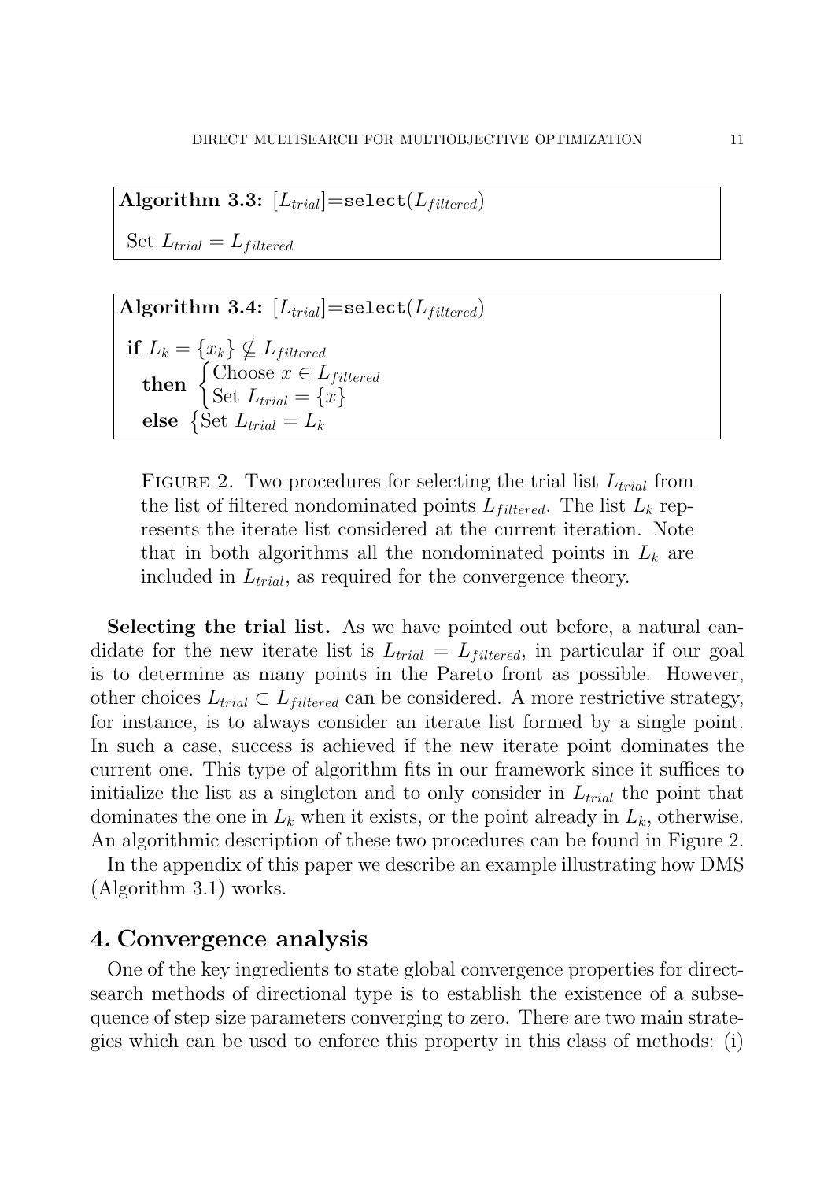**Algorithm 3.3:** $[L_{trial}]$=`select`($L_{filtered}$)

Set $L_{trial} = L_{filtered}$

**Algorithm 3.4:** $[L_{trial}]$=`select`($L_{filtered}$)

**if** $L_k = \{x_k\} \nsubseteq L_{filtered}$

**then** $\begin{cases} \text{Choose } x \in L_{filtered} \\ \text{Set } L_{trial} = \{x\} \end{cases}$

**else** $\{\text{Set } L_{trial} = L_k$

FIGURE 2. Two procedures for selecting the trial list $L_{trial}$ from the list of filtered nondominated points $L_{filtered}$. The list $L_k$ represents the iterate list considered at the current iteration. Note that in both algorithms all the nondominated points in $L_k$ are included in $L_{trial}$, as required for the convergence theory.

**Selecting the trial list.** As we have pointed out before, a natural candidate for the new iterate list is $L_{trial} = L_{filtered}$, in particular if our goal is to determine as many points in the Pareto front as possible. However, other choices $L_{trial} \subset L_{filtered}$ can be considered. A more restrictive strategy, for instance, is to always consider an iterate list formed by a single point. In such a case, success is achieved if the new iterate point dominates the current one. This type of algorithm fits in our framework since it suffices to initialize the list as a singleton and to only consider in $L_{trial}$ the point that dominates the one in $L_k$ when it exists, or the point already in $L_k$, otherwise. An algorithmic description of these two procedures can be found in Figure 2.

In the appendix of this paper we describe an example illustrating how DMS (Algorithm 3.1) works.

## 4. Convergence analysis

One of the key ingredients to state global convergence properties for direct-search methods of directional type is to establish the existence of a subsequence of step size parameters converging to zero. There are two main strategies which can be used to enforce this property in this class of methods: (i)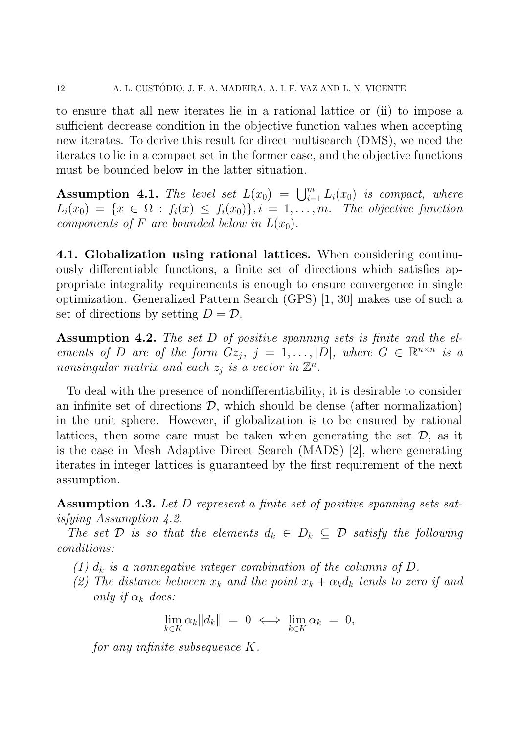to ensure that all new iterates lie in a rational lattice or (ii) to impose a sufficient decrease condition in the objective function values when accepting new iterates. To derive this result for direct multisearch (DMS), we need the iterates to lie in a compact set in the former case, and the objective functions must be bounded below in the latter situation.

**Assumption 4.1.** *The level set $L(x_0) = \bigcup_{i=1}^{m} L_i(x_0)$ is compact, where $L_i(x_0) = \{x \in \Omega : f_i(x) \leq f_i(x_0)\}, i = 1, \ldots, m$. The objective function components of $F$ are bounded below in $L(x_0)$.*

**4.1. Globalization using rational lattices.** When considering continuously differentiable functions, a finite set of directions which satisfies appropriate integrality requirements is enough to ensure convergence in single optimization. Generalized Pattern Search (GPS) [1, 30] makes use of such a set of directions by setting $D = \mathcal{D}$.

**Assumption 4.2.** *The set $D$ of positive spanning sets is finite and the elements of $D$ are of the form $G\bar{z}_j$, $j = 1, \ldots, |D|$, where $G \in \mathbb{R}^{n \times n}$ is a nonsingular matrix and each $\bar{z}_j$ is a vector in $\mathbb{Z}^n$.*

To deal with the presence of nondifferentiability, it is desirable to consider an infinite set of directions $\mathcal{D}$, which should be dense (after normalization) in the unit sphere. However, if globalization is to be ensured by rational lattices, then some care must be taken when generating the set $\mathcal{D}$, as it is the case in Mesh Adaptive Direct Search (MADS) [2], where generating iterates in integer lattices is guaranteed by the first requirement of the next assumption.

**Assumption 4.3.** *Let $D$ represent a finite set of positive spanning sets satisfying Assumption 4.2.*

*The set $\mathcal{D}$ is so that the elements $d_k \in D_k \subseteq \mathcal{D}$ satisfy the following conditions:*

*(1) $d_k$ is a nonnegative integer combination of the columns of $D$.*

*(2) The distance between $x_k$ and the point $x_k + \alpha_k d_k$ tends to zero if and only if $\alpha_k$ does:*

$$\lim_{k \in K} \alpha_k \|d_k\| \; = \; 0 \iff \lim_{k \in K} \alpha_k \; = \; 0,$$

*for any infinite subsequence $K$.*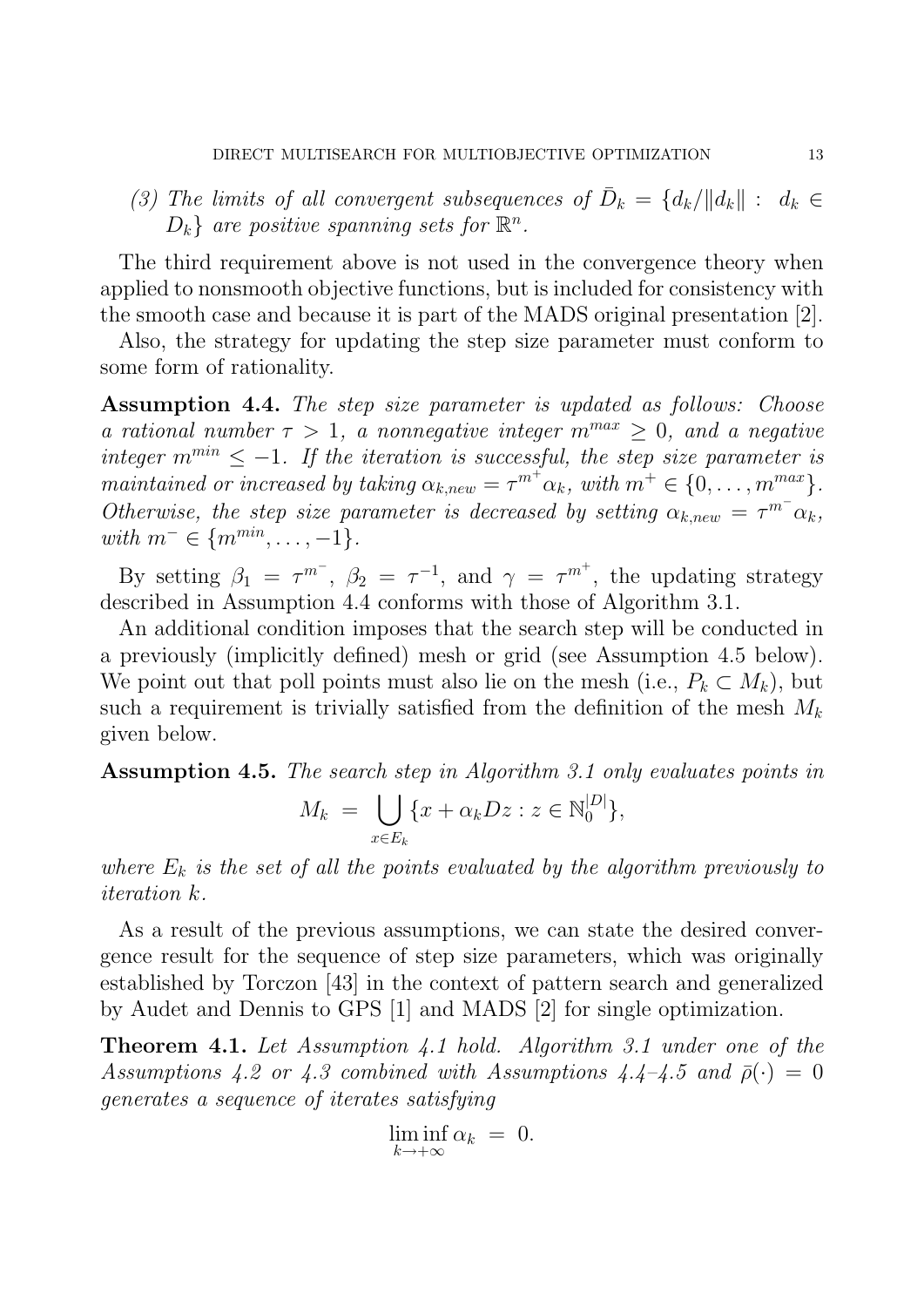*(3) The limits of all convergent subsequences of $\bar{D}_k = \{d_k/\|d_k\| : d_k \in D_k\}$ are positive spanning sets for $\mathbb{R}^n$.*

The third requirement above is not used in the convergence theory when applied to nonsmooth objective functions, but is included for consistency with the smooth case and because it is part of the MADS original presentation [2].

Also, the strategy for updating the step size parameter must conform to some form of rationality.

**Assumption 4.4.** *The step size parameter is updated as follows: Choose a rational number $\tau > 1$, a nonnegative integer $m^{max} \geq 0$, and a negative integer $m^{min} \leq -1$. If the iteration is successful, the step size parameter is maintained or increased by taking $\alpha_{k,new} = \tau^{m^+}\alpha_k$, with $m^+ \in \{0, \ldots, m^{max}\}$. Otherwise, the step size parameter is decreased by setting $\alpha_{k,new} = \tau^{m^-}\alpha_k$, with $m^- \in \{m^{min}, \ldots, -1\}$.*

By setting $\beta_1 = \tau^{m^-}$, $\beta_2 = \tau^{-1}$, and $\gamma = \tau^{m^+}$, the updating strategy described in Assumption 4.4 conforms with those of Algorithm 3.1.

An additional condition imposes that the search step will be conducted in a previously (implicitly defined) mesh or grid (see Assumption 4.5 below). We point out that poll points must also lie on the mesh (i.e., $P_k \subset M_k$), but such a requirement is trivially satisfied from the definition of the mesh $M_k$ given below.

**Assumption 4.5.** *The search step in Algorithm 3.1 only evaluates points in*

$$M_k \;=\; \bigcup_{x \in E_k} \{x + \alpha_k D z : z \in \mathbb{N}_0^{|D|}\},$$

*where $E_k$ is the set of all the points evaluated by the algorithm previously to iteration $k$.*

As a result of the previous assumptions, we can state the desired convergence result for the sequence of step size parameters, which was originally established by Torczon [43] in the context of pattern search and generalized by Audet and Dennis to GPS [1] and MADS [2] for single optimization.

**Theorem 4.1.** *Let Assumption 4.1 hold. Algorithm 3.1 under one of the Assumptions 4.2 or 4.3 combined with Assumptions 4.4–4.5 and $\bar{\rho}(\cdot) = 0$ generates a sequence of iterates satisfying*

$$\liminf_{k \to +\infty} \alpha_k \;=\; 0.$$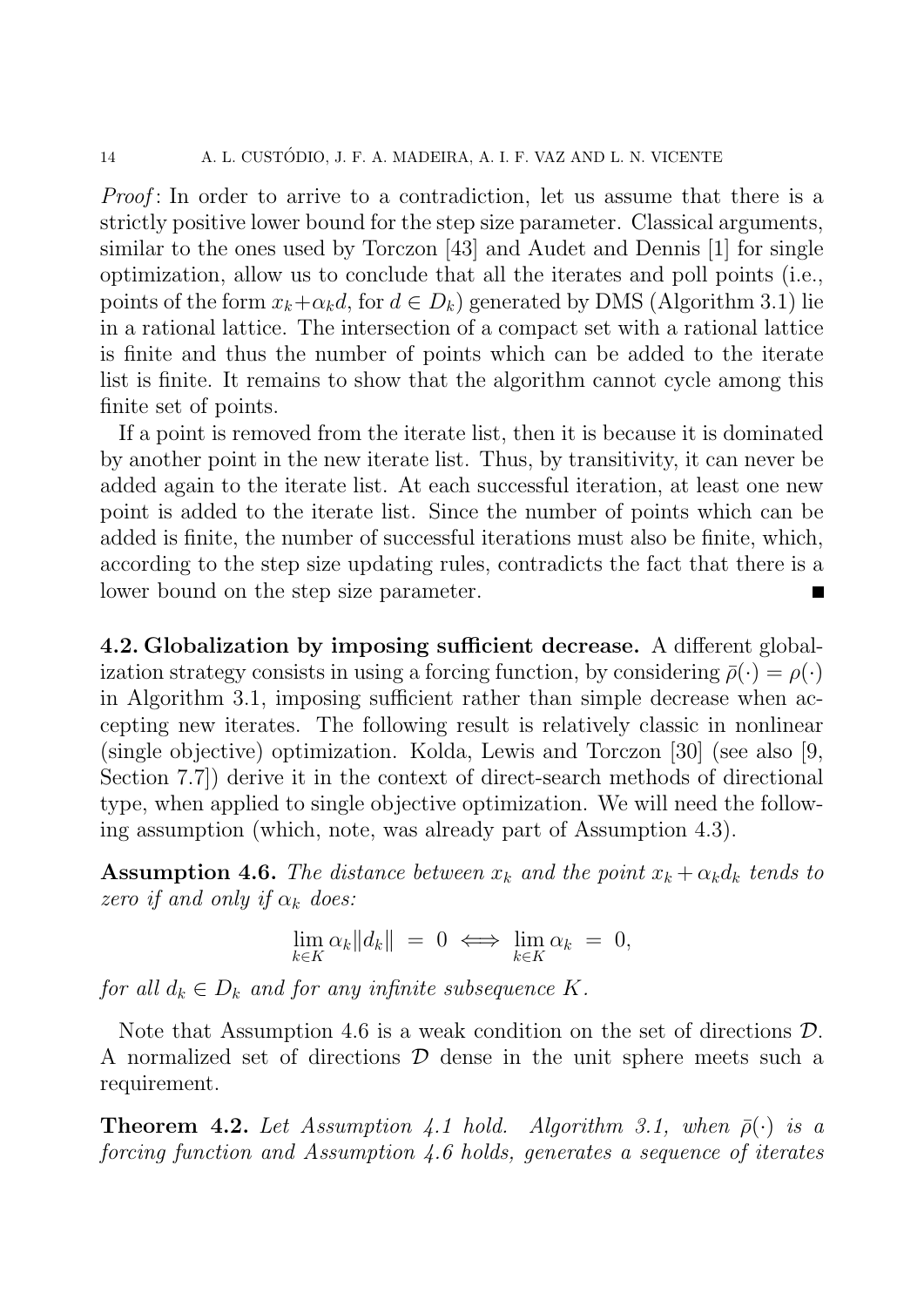*Proof*: In order to arrive to a contradiction, let us assume that there is a strictly positive lower bound for the step size parameter. Classical arguments, similar to the ones used by Torczon [43] and Audet and Dennis [1] for single optimization, allow us to conclude that all the iterates and poll points (i.e., points of the form $x_k + \alpha_k d$, for $d \in D_k$) generated by DMS (Algorithm 3.1) lie in a rational lattice. The intersection of a compact set with a rational lattice is finite and thus the number of points which can be added to the iterate list is finite. It remains to show that the algorithm cannot cycle among this finite set of points.

If a point is removed from the iterate list, then it is because it is dominated by another point in the new iterate list. Thus, by transitivity, it can never be added again to the iterate list. At each successful iteration, at least one new point is added to the iterate list. Since the number of points which can be added is finite, the number of successful iterations must also be finite, which, according to the step size updating rules, contradicts the fact that there is a lower bound on the step size parameter. ∎

**4.2. Globalization by imposing sufficient decrease.** A different globalization strategy consists in using a forcing function, by considering $\bar{\rho}(\cdot) = \rho(\cdot)$ in Algorithm 3.1, imposing sufficient rather than simple decrease when accepting new iterates. The following result is relatively classic in nonlinear (single objective) optimization. Kolda, Lewis and Torczon [30] (see also [9, Section 7.7]) derive it in the context of direct-search methods of directional type, when applied to single objective optimization. We will need the following assumption (which, note, was already part of Assumption 4.3).

**Assumption 4.6.** *The distance between $x_k$ and the point $x_k + \alpha_k d_k$ tends to zero if and only if $\alpha_k$ does:*

$$\lim_{k \in K} \alpha_k \|d_k\| \;=\; 0 \iff \lim_{k \in K} \alpha_k \;=\; 0,$$

*for all $d_k \in D_k$ and for any infinite subsequence $K$.*

Note that Assumption 4.6 is a weak condition on the set of directions $\mathcal{D}$. A normalized set of directions $\mathcal{D}$ dense in the unit sphere meets such a requirement.

**Theorem 4.2.** *Let Assumption 4.1 hold. Algorithm 3.1, when $\bar{\rho}(\cdot)$ is a forcing function and Assumption 4.6 holds, generates a sequence of iterates*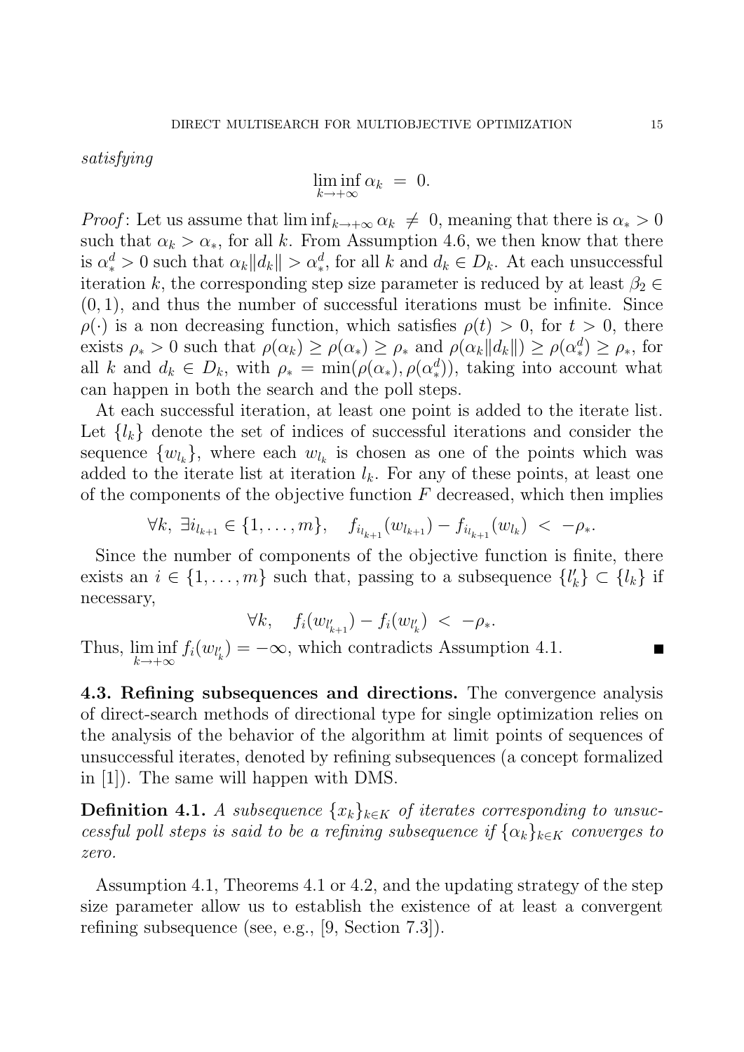*satisfying*

$$\liminf_{k \to +\infty} \alpha_k \;=\; 0.$$

*Proof*: Let us assume that $\liminf_{k\to+\infty} \alpha_k \;\neq\; 0$, meaning that there is $\alpha_* > 0$ such that $\alpha_k > \alpha_*$, for all $k$. From Assumption 4.6, we then know that there is $\alpha_*^d > 0$ such that $\alpha_k \|d_k\| > \alpha_*^d$, for all $k$ and $d_k \in D_k$. At each unsuccessful iteration $k$, the corresponding step size parameter is reduced by at least $\beta_2 \in (0, 1)$, and thus the number of successful iterations must be infinite. Since $\rho(\cdot)$ is a non decreasing function, which satisfies $\rho(t) > 0$, for $t > 0$, there exists $\rho_* > 0$ such that $\rho(\alpha_k) \geq \rho(\alpha_*) \geq \rho_*$ and $\rho(\alpha_k \|d_k\|) \geq \rho(\alpha_*^d) \geq \rho_*$, for all $k$ and $d_k \in D_k$, with $\rho_* = \min(\rho(\alpha_*), \rho(\alpha_*^d))$, taking into account what can happen in both the search and the poll steps.

At each successful iteration, at least one point is added to the iterate list. Let $\{l_k\}$ denote the set of indices of successful iterations and consider the sequence $\{w_{l_k}\}$, where each $w_{l_k}$ is chosen as one of the points which was added to the iterate list at iteration $l_k$. For any of these points, at least one of the components of the objective function $F$ decreased, which then implies

$$\forall k,\; \exists i_{l_{k+1}} \in \{1, \ldots, m\}, \quad f_{i_{l_{k+1}}}(w_{l_{k+1}}) - f_{i_{l_{k+1}}}(w_{l_k}) \;<\; -\rho_*.$$

Since the number of components of the objective function is finite, there exists an $i \in \{1, \ldots, m\}$ such that, passing to a subsequence $\{l'_k\} \subset \{l_k\}$ if necessary,

$$\forall k, \quad f_i(w_{l'_{k+1}}) - f_i(w_{l'_k}) \;<\; -\rho_*.$$

Thus, $\liminf_{k\to+\infty} f_i(w_{l'_k}) = -\infty$, which contradicts Assumption 4.1. ∎

**4.3. Refining subsequences and directions.** The convergence analysis of direct-search methods of directional type for single optimization relies on the analysis of the behavior of the algorithm at limit points of sequences of unsuccessful iterates, denoted by refining subsequences (a concept formalized in [1]). The same will happen with DMS.

**Definition 4.1.** *A subsequence $\{x_k\}_{k\in K}$ of iterates corresponding to unsuccessful poll steps is said to be a refining subsequence if $\{\alpha_k\}_{k\in K}$ converges to zero.*

Assumption 4.1, Theorems 4.1 or 4.2, and the updating strategy of the step size parameter allow us to establish the existence of at least a convergent refining subsequence (see, e.g., [9, Section 7.3]).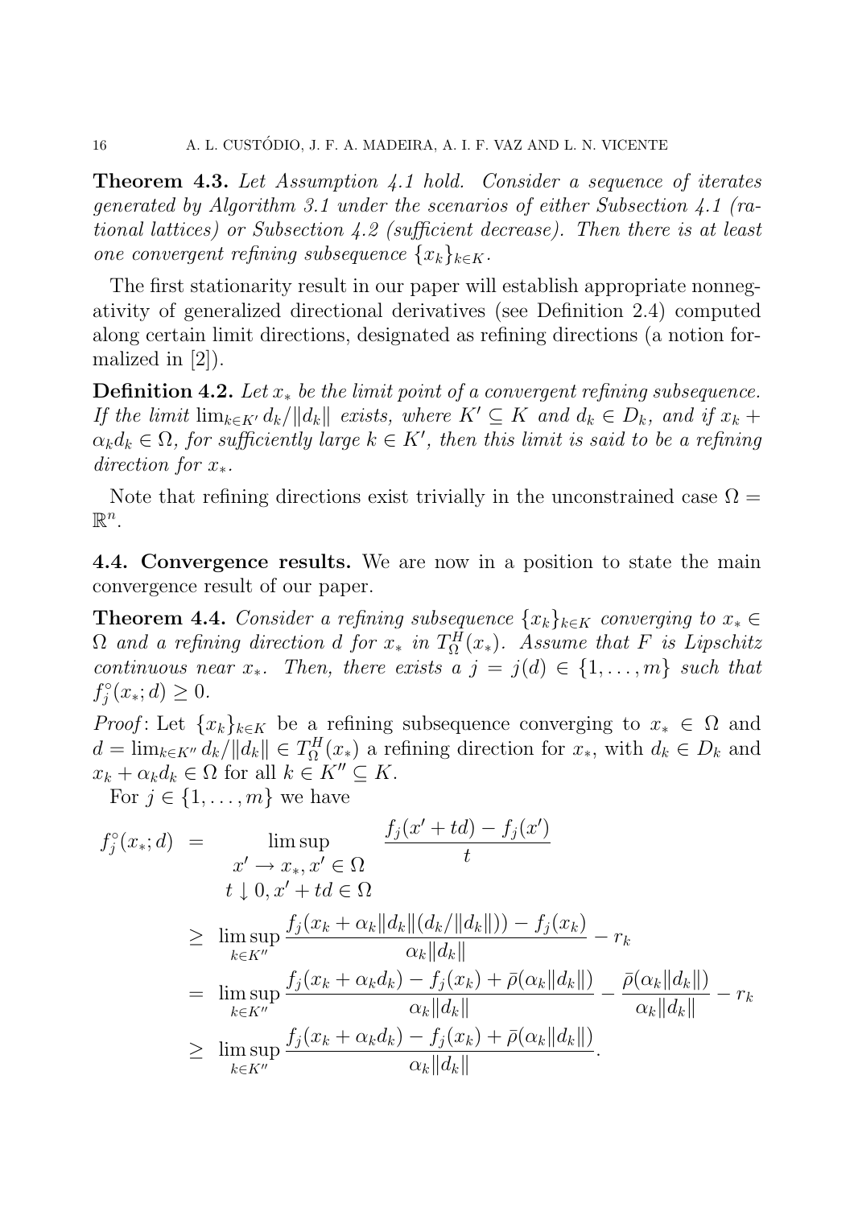**Theorem 4.3.** *Let Assumption 4.1 hold. Consider a sequence of iterates generated by Algorithm 3.1 under the scenarios of either Subsection 4.1 (rational lattices) or Subsection 4.2 (sufficient decrease). Then there is at least one convergent refining subsequence $\{x_k\}_{k\in K}$.*

The first stationarity result in our paper will establish appropriate nonnegativity of generalized directional derivatives (see Definition 2.4) computed along certain limit directions, designated as refining directions (a notion formalized in [2]).

**Definition 4.2.** *Let $x_*$ be the limit point of a convergent refining subsequence. If the limit $\lim_{k\in K'} d_k/\|d_k\|$ exists, where $K' \subseteq K$ and $d_k \in D_k$, and if $x_k + \alpha_k d_k \in \Omega$, for sufficiently large $k \in K'$, then this limit is said to be a refining direction for $x_*$.*

Note that refining directions exist trivially in the unconstrained case $\Omega = \mathbb{R}^n$.

## 4.4. Convergence results.

We are now in a position to state the main convergence result of our paper.

**Theorem 4.4.** *Consider a refining subsequence $\{x_k\}_{k\in K}$ converging to $x_* \in \Omega$ and a refining direction $d$ for $x_*$ in $T_\Omega^H(x_*)$. Assume that $F$ is Lipschitz continuous near $x_*$. Then, there exists a $j = j(d) \in \{1,\ldots,m\}$ such that $f_j^\circ(x_*;d) \geq 0$.*

*Proof*: Let $\{x_k\}_{k\in K}$ be a refining subsequence converging to $x_* \in \Omega$ and $d = \lim_{k\in K''} d_k/\|d_k\| \in T_\Omega^H(x_*)$ a refining direction for $x_*$, with $d_k \in D_k$ and $x_k + \alpha_k d_k \in \Omega$ for all $k \in K'' \subseteq K$.

For $j \in \{1,\ldots,m\}$ we have

$$
\begin{aligned}
f_j^\circ(x_*;d) &= \limsup_{\substack{x' \to x_*,\, x' \in \Omega \\ t \downarrow 0,\, x'+td \in \Omega}} \frac{f_j(x'+td) - f_j(x')}{t} \\
&\geq \limsup_{k\in K''} \frac{f_j(x_k + \alpha_k\|d_k\|(d_k/\|d_k\|)) - f_j(x_k)}{\alpha_k\|d_k\|} - r_k \\
&= \limsup_{k\in K''} \frac{f_j(x_k + \alpha_k d_k) - f_j(x_k) + \bar{\rho}(\alpha_k\|d_k\|)}{\alpha_k\|d_k\|} - \frac{\bar{\rho}(\alpha_k\|d_k\|)}{\alpha_k\|d_k\|} - r_k \\
&\geq \limsup_{k\in K''} \frac{f_j(x_k + \alpha_k d_k) - f_j(x_k) + \bar{\rho}(\alpha_k\|d_k\|)}{\alpha_k\|d_k\|}.
\end{aligned}
$$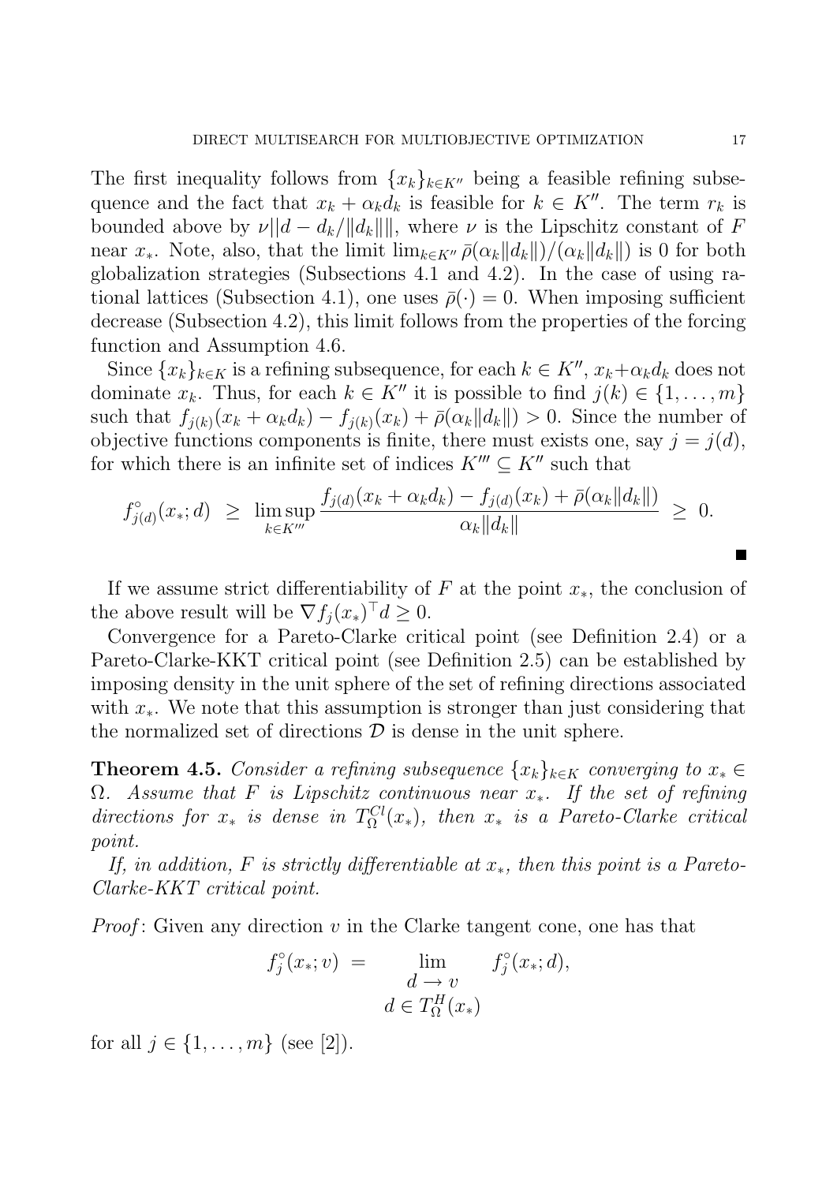The first inequality follows from $\{x_k\}_{k\in K''}$ being a feasible refining subsequence and the fact that $x_k + \alpha_k d_k$ is feasible for $k \in K''$. The term $r_k$ is bounded above by $\nu||d - d_k/\|d_k\|||$, where $\nu$ is the Lipschitz constant of $F$ near $x_*$. Note, also, that the limit $\lim_{k\in K''} \bar{\rho}(\alpha_k\|d_k\|)/(\alpha_k\|d_k\|)$ is 0 for both globalization strategies (Subsections 4.1 and 4.2). In the case of using rational lattices (Subsection 4.1), one uses $\bar{\rho}(\cdot) = 0$. When imposing sufficient decrease (Subsection 4.2), this limit follows from the properties of the forcing function and Assumption 4.6.

Since $\{x_k\}_{k\in K}$ is a refining subsequence, for each $k \in K''$, $x_k+\alpha_k d_k$ does not dominate $x_k$. Thus, for each $k \in K''$ it is possible to find $j(k) \in \{1, \ldots, m\}$ such that $f_{j(k)}(x_k + \alpha_k d_k) - f_{j(k)}(x_k) + \bar{\rho}(\alpha_k\|d_k\|) > 0$. Since the number of objective functions components is finite, there must exists one, say $j = j(d)$, for which there is an infinite set of indices $K''' \subseteq K''$ such that

$$f^\circ_{j(d)}(x_*; d) \;\geq\; \limsup_{k\in K'''} \frac{f_{j(d)}(x_k + \alpha_k d_k) - f_{j(d)}(x_k) + \bar{\rho}(\alpha_k\|d_k\|)}{\alpha_k\|d_k\|} \;\geq\; 0.$$

■

If we assume strict differentiability of $F$ at the point $x_*$, the conclusion of the above result will be $\nabla f_j(x_*)^\top d \geq 0$.

Convergence for a Pareto-Clarke critical point (see Definition 2.4) or a Pareto-Clarke-KKT critical point (see Definition 2.5) can be established by imposing density in the unit sphere of the set of refining directions associated with $x_*$. We note that this assumption is stronger than just considering that the normalized set of directions $\mathcal{D}$ is dense in the unit sphere.

**Theorem 4.5.** *Consider a refining subsequence $\{x_k\}_{k\in K}$ converging to $x_* \in \Omega$. Assume that $F$ is Lipschitz continuous near $x_*$. If the set of refining directions for $x_*$ is dense in $T^{Cl}_\Omega(x_*)$, then $x_*$ is a Pareto-Clarke critical point.*

*If, in addition, $F$ is strictly differentiable at $x_*$, then this point is a Pareto-Clarke-KKT critical point.*

*Proof*: Given any direction $v$ in the Clarke tangent cone, one has that

$$f^\circ_j(x_*; v) \;=\; \lim_{\substack{d \to v \\ d \in T^H_\Omega(x_*)}} f^\circ_j(x_*; d),$$

for all $j \in \{1, \ldots, m\}$ (see [2]).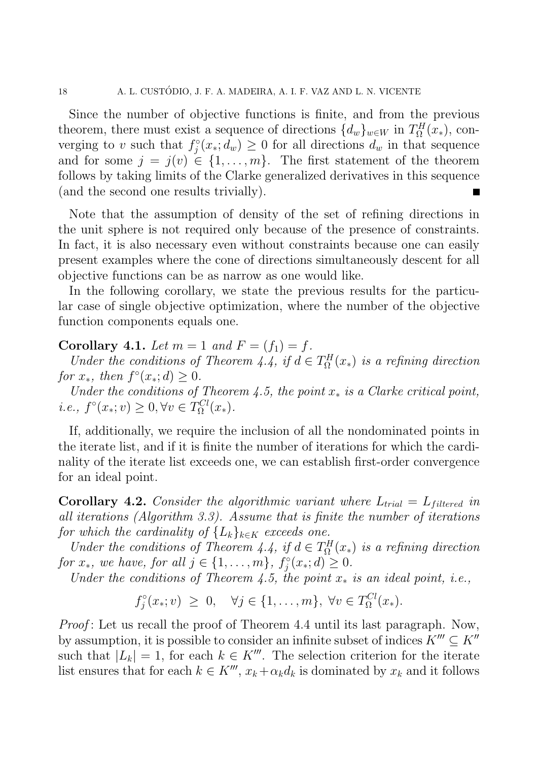Since the number of objective functions is finite, and from the previous theorem, there must exist a sequence of directions $\{d_w\}_{w \in W}$ in $T_\Omega^H(x_*)$, converging to $v$ such that $f_j^\circ(x_*; d_w) \geq 0$ for all directions $d_w$ in that sequence and for some $j = j(v) \in \{1, \ldots, m\}$. The first statement of the theorem follows by taking limits of the Clarke generalized derivatives in this sequence (and the second one results trivially). ∎

Note that the assumption of density of the set of refining directions in the unit sphere is not required only because of the presence of constraints. In fact, it is also necessary even without constraints because one can easily present examples where the cone of directions simultaneously descent for all objective functions can be as narrow as one would like.

In the following corollary, we state the previous results for the particular case of single objective optimization, where the number of the objective function components equals one.

**Corollary 4.1.** *Let $m = 1$ and $F = (f_1) = f$.*

*Under the conditions of Theorem 4.4, if $d \in T_\Omega^H(x_*)$ is a refining direction for $x_*$, then $f^\circ(x_*; d) \geq 0$.*

*Under the conditions of Theorem 4.5, the point $x_*$ is a Clarke critical point, i.e., $f^\circ(x_*; v) \geq 0, \forall v \in T_\Omega^{Cl}(x_*)$.*

If, additionally, we require the inclusion of all the nondominated points in the iterate list, and if it is finite the number of iterations for which the cardinality of the iterate list exceeds one, we can establish first-order convergence for an ideal point.

**Corollary 4.2.** *Consider the algorithmic variant where $L_{trial} = L_{filtered}$ in all iterations (Algorithm 3.3). Assume that is finite the number of iterations for which the cardinality of $\{L_k\}_{k \in K}$ exceeds one.*

*Under the conditions of Theorem 4.4, if $d \in T_\Omega^H(x_*)$ is a refining direction for $x_*$, we have, for all $j \in \{1, \ldots, m\}$, $f_j^\circ(x_*; d) \geq 0$.*

*Under the conditions of Theorem 4.5, the point $x_*$ is an ideal point, i.e.,*

$$f_j^\circ(x_*; v) \geq 0, \quad \forall j \in \{1, \ldots, m\}, \; \forall v \in T_\Omega^{Cl}(x_*).$$

*Proof*: Let us recall the proof of Theorem 4.4 until its last paragraph. Now, by assumption, it is possible to consider an infinite subset of indices $K''' \subseteq K''$ such that $|L_k| = 1$, for each $k \in K'''$. The selection criterion for the iterate list ensures that for each $k \in K'''$, $x_k + \alpha_k d_k$ is dominated by $x_k$ and it follows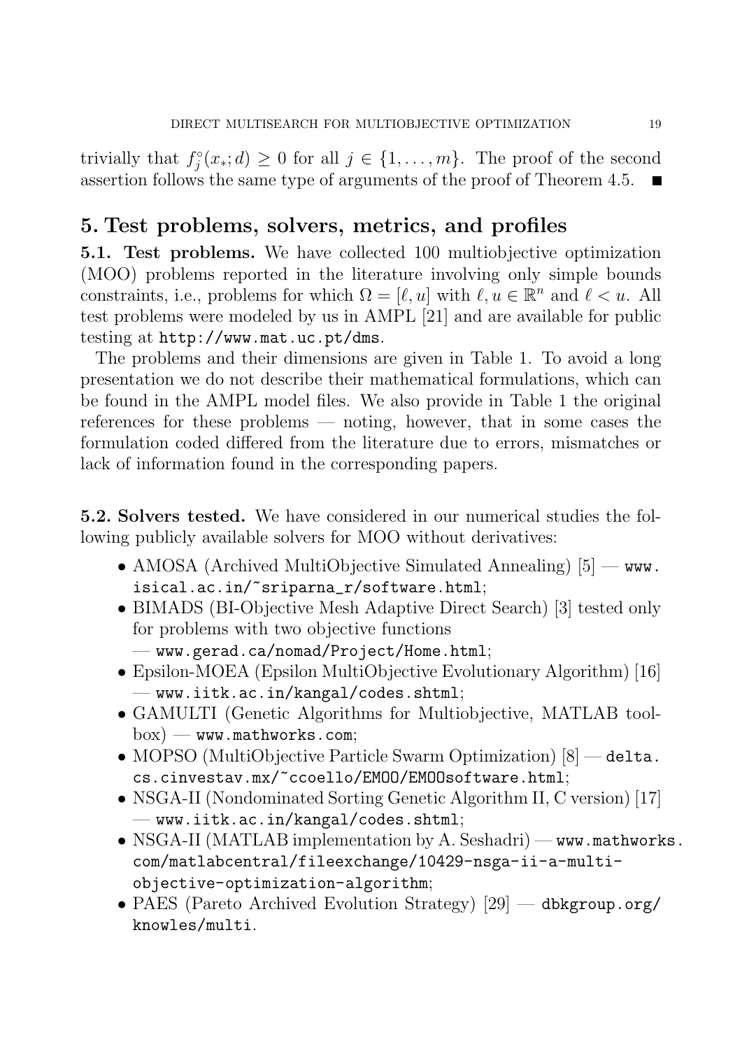trivially that $f_j^\circ(x_*; d) \geq 0$ for all $j \in \{1, \ldots, m\}$. The proof of the second assertion follows the same type of arguments of the proof of Theorem 4.5. ■

## 5. Test problems, solvers, metrics, and profiles

**5.1. Test problems.** We have collected 100 multiobjective optimization (MOO) problems reported in the literature involving only simple bounds constraints, i.e., problems for which $\Omega = [\ell, u]$ with $\ell, u \in \mathbb{R}^n$ and $\ell < u$. All test problems were modeled by us in AMPL [21] and are available for public testing at `http://www.mat.uc.pt/dms`.

The problems and their dimensions are given in Table 1. To avoid a long presentation we do not describe their mathematical formulations, which can be found in the AMPL model files. We also provide in Table 1 the original references for these problems — noting, however, that in some cases the formulation coded differed from the literature due to errors, mismatches or lack of information found in the corresponding papers.

**5.2. Solvers tested.** We have considered in our numerical studies the following publicly available solvers for MOO without derivatives:

- AMOSA (Archived MultiObjective Simulated Annealing) [5] — `www.isical.ac.in/~sriparna_r/software.html`;
- BIMADS (BI-Objective Mesh Adaptive Direct Search) [3] tested only for problems with two objective functions — `www.gerad.ca/nomad/Project/Home.html`;
- Epsilon-MOEA (Epsilon MultiObjective Evolutionary Algorithm) [16] — `www.iitk.ac.in/kangal/codes.shtml`;
- GAMULTI (Genetic Algorithms for Multiobjective, MATLAB toolbox) — `www.mathworks.com`;
- MOPSO (MultiObjective Particle Swarm Optimization) [8] — `delta.cs.cinvestav.mx/~ccoello/EMOO/EMOOsoftware.html`;
- NSGA-II (Nondominated Sorting Genetic Algorithm II, C version) [17] — `www.iitk.ac.in/kangal/codes.shtml`;
- NSGA-II (MATLAB implementation by A. Seshadri) — `www.mathworks.com/matlabcentral/fileexchange/10429-nsga-ii-a-multi-objective-optimization-algorithm`;
- PAES (Pareto Archived Evolution Strategy) [29] — `dbkgroup.org/knowles/multi`.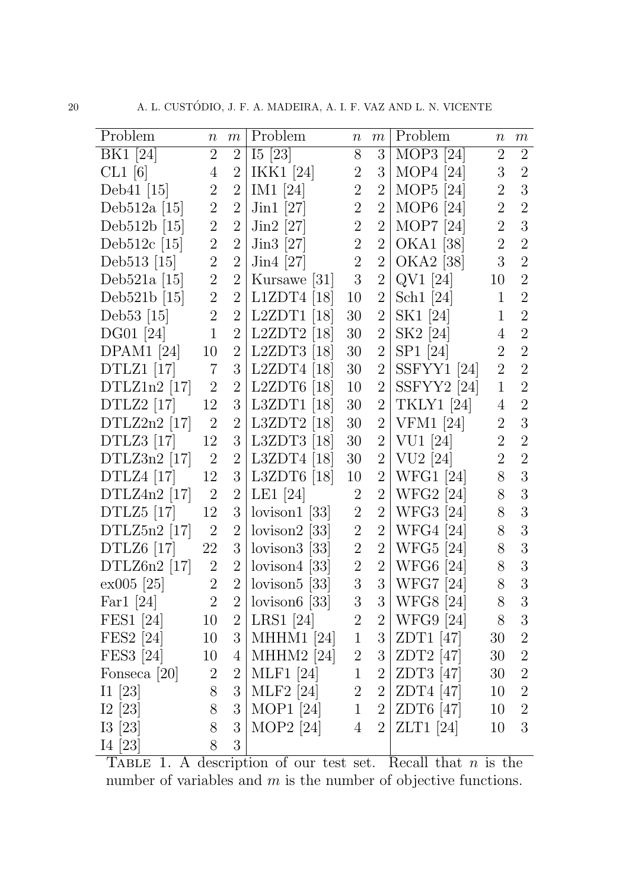| Problem | $n$ | $m$ | Problem | $n$ | $m$ | Problem | $n$ | $m$ |
|---|---|---|---|---|---|---|---|---|
| BK1 [24] | 2 | 2 | I5 [23] | 8 | 3 | MOP3 [24] | 2 | 2 |
| CL1 [6] | 4 | 2 | IKK1 [24] | 2 | 3 | MOP4 [24] | 3 | 2 |
| Deb41 [15] | 2 | 2 | IM1 [24] | 2 | 2 | MOP5 [24] | 2 | 3 |
| Deb512a [15] | 2 | 2 | Jin1 [27] | 2 | 2 | MOP6 [24] | 2 | 2 |
| Deb512b [15] | 2 | 2 | Jin2 [27] | 2 | 2 | MOP7 [24] | 2 | 3 |
| Deb512c [15] | 2 | 2 | Jin3 [27] | 2 | 2 | OKA1 [38] | 2 | 2 |
| Deb513 [15] | 2 | 2 | Jin4 [27] | 2 | 2 | OKA2 [38] | 3 | 2 |
| Deb521a [15] | 2 | 2 | Kursawe [31] | 3 | 2 | QV1 [24] | 10 | 2 |
| Deb521b [15] | 2 | 2 | L1ZDT4 [18] | 10 | 2 | Sch1 [24] | 1 | 2 |
| Deb53 [15] | 2 | 2 | L2ZDT1 [18] | 30 | 2 | SK1 [24] | 1 | 2 |
| DG01 [24] | 1 | 2 | L2ZDT2 [18] | 30 | 2 | SK2 [24] | 4 | 2 |
| DPAM1 [24] | 10 | 2 | L2ZDT3 [18] | 30 | 2 | SP1 [24] | 2 | 2 |
| DTLZ1 [17] | 7 | 3 | L2ZDT4 [18] | 30 | 2 | SSFYY1 [24] | 2 | 2 |
| DTLZ1n2 [17] | 2 | 2 | L2ZDT6 [18] | 10 | 2 | SSFYY2 [24] | 1 | 2 |
| DTLZ2 [17] | 12 | 3 | L3ZDT1 [18] | 30 | 2 | TKLY1 [24] | 4 | 2 |
| DTLZ2n2 [17] | 2 | 2 | L3ZDT2 [18] | 30 | 2 | VFM1 [24] | 2 | 3 |
| DTLZ3 [17] | 12 | 3 | L3ZDT3 [18] | 30 | 2 | VU1 [24] | 2 | 2 |
| DTLZ3n2 [17] | 2 | 2 | L3ZDT4 [18] | 30 | 2 | VU2 [24] | 2 | 2 |
| DTLZ4 [17] | 12 | 3 | L3ZDT6 [18] | 10 | 2 | WFG1 [24] | 8 | 3 |
| DTLZ4n2 [17] | 2 | 2 | LE1 [24] | 2 | 2 | WFG2 [24] | 8 | 3 |
| DTLZ5 [17] | 12 | 3 | lovison1 [33] | 2 | 2 | WFG3 [24] | 8 | 3 |
| DTLZ5n2 [17] | 2 | 2 | lovison2 [33] | 2 | 2 | WFG4 [24] | 8 | 3 |
| DTLZ6 [17] | 22 | 3 | lovison3 [33] | 2 | 2 | WFG5 [24] | 8 | 3 |
| DTLZ6n2 [17] | 2 | 2 | lovison4 [33] | 2 | 2 | WFG6 [24] | 8 | 3 |
| ex005 [25] | 2 | 2 | lovison5 [33] | 3 | 3 | WFG7 [24] | 8 | 3 |
| Far1 [24] | 2 | 2 | lovison6 [33] | 3 | 3 | WFG8 [24] | 8 | 3 |
| FES1 [24] | 10 | 2 | LRS1 [24] | 2 | 2 | WFG9 [24] | 8 | 3 |
| FES2 [24] | 10 | 3 | MHHM1 [24] | 1 | 3 | ZDT1 [47] | 30 | 2 |
| FES3 [24] | 10 | 4 | MHHM2 [24] | 2 | 3 | ZDT2 [47] | 30 | 2 |
| Fonseca [20] | 2 | 2 | MLF1 [24] | 1 | 2 | ZDT3 [47] | 30 | 2 |
| I1 [23] | 8 | 3 | MLF2 [24] | 2 | 2 | ZDT4 [47] | 10 | 2 |
| I2 [23] | 8 | 3 | MOP1 [24] | 1 | 2 | ZDT6 [47] | 10 | 2 |
| I3 [23] | 8 | 3 | MOP2 [24] | 4 | 2 | ZLT1 [24] | 10 | 3 |
| I4 [23] | 8 | 3 | | | | | | |

TABLE 1. A description of our test set. Recall that $n$ is the number of variables and $m$ is the number of objective functions.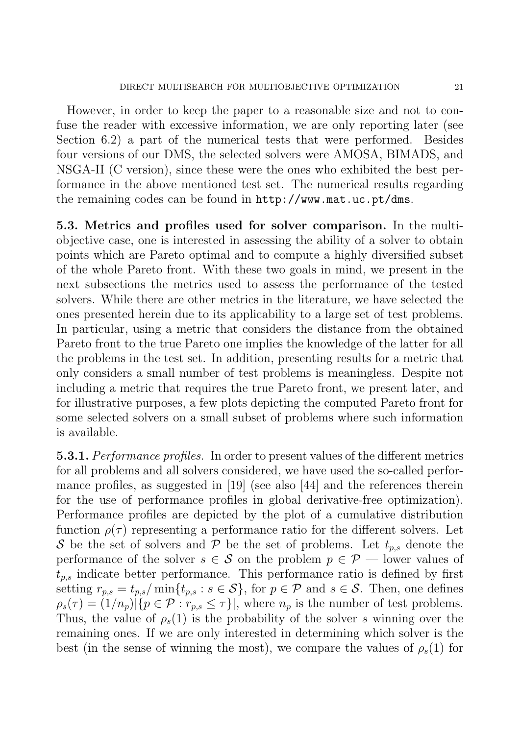However, in order to keep the paper to a reasonable size and not to confuse the reader with excessive information, we are only reporting later (see Section 6.2) a part of the numerical tests that were performed. Besides four versions of our DMS, the selected solvers were AMOSA, BIMADS, and NSGA-II (C version), since these were the ones who exhibited the best performance in the above mentioned test set. The numerical results regarding the remaining codes can be found in `http://www.mat.uc.pt/dms`.

**5.3. Metrics and profiles used for solver comparison.** In the multiobjective case, one is interested in assessing the ability of a solver to obtain points which are Pareto optimal and to compute a highly diversified subset of the whole Pareto front. With these two goals in mind, we present in the next subsections the metrics used to assess the performance of the tested solvers. While there are other metrics in the literature, we have selected the ones presented herein due to its applicability to a large set of test problems. In particular, using a metric that considers the distance from the obtained Pareto front to the true Pareto one implies the knowledge of the latter for all the problems in the test set. In addition, presenting results for a metric that only considers a small number of test problems is meaningless. Despite not including a metric that requires the true Pareto front, we present later, and for illustrative purposes, a few plots depicting the computed Pareto front for some selected solvers on a small subset of problems where such information is available.

**5.3.1.** *Performance profiles.* In order to present values of the different metrics for all problems and all solvers considered, we have used the so-called performance profiles, as suggested in [19] (see also [44] and the references therein for the use of performance profiles in global derivative-free optimization). Performance profiles are depicted by the plot of a cumulative distribution function $\rho(\tau)$ representing a performance ratio for the different solvers. Let $\mathcal{S}$ be the set of solvers and $\mathcal{P}$ be the set of problems. Let $t_{p,s}$ denote the performance of the solver $s \in \mathcal{S}$ on the problem $p \in \mathcal{P}$ — lower values of $t_{p,s}$ indicate better performance. This performance ratio is defined by first setting $r_{p,s} = t_{p,s}/\min\{t_{p,s} : s \in \mathcal{S}\}$, for $p \in \mathcal{P}$ and $s \in \mathcal{S}$. Then, one defines $\rho_s(\tau) = (1/n_p)|\{p \in \mathcal{P} : r_{p,s} \leq \tau\}|$, where $n_p$ is the number of test problems. Thus, the value of $\rho_s(1)$ is the probability of the solver $s$ winning over the remaining ones. If we are only interested in determining which solver is the best (in the sense of winning the most), we compare the values of $\rho_s(1)$ for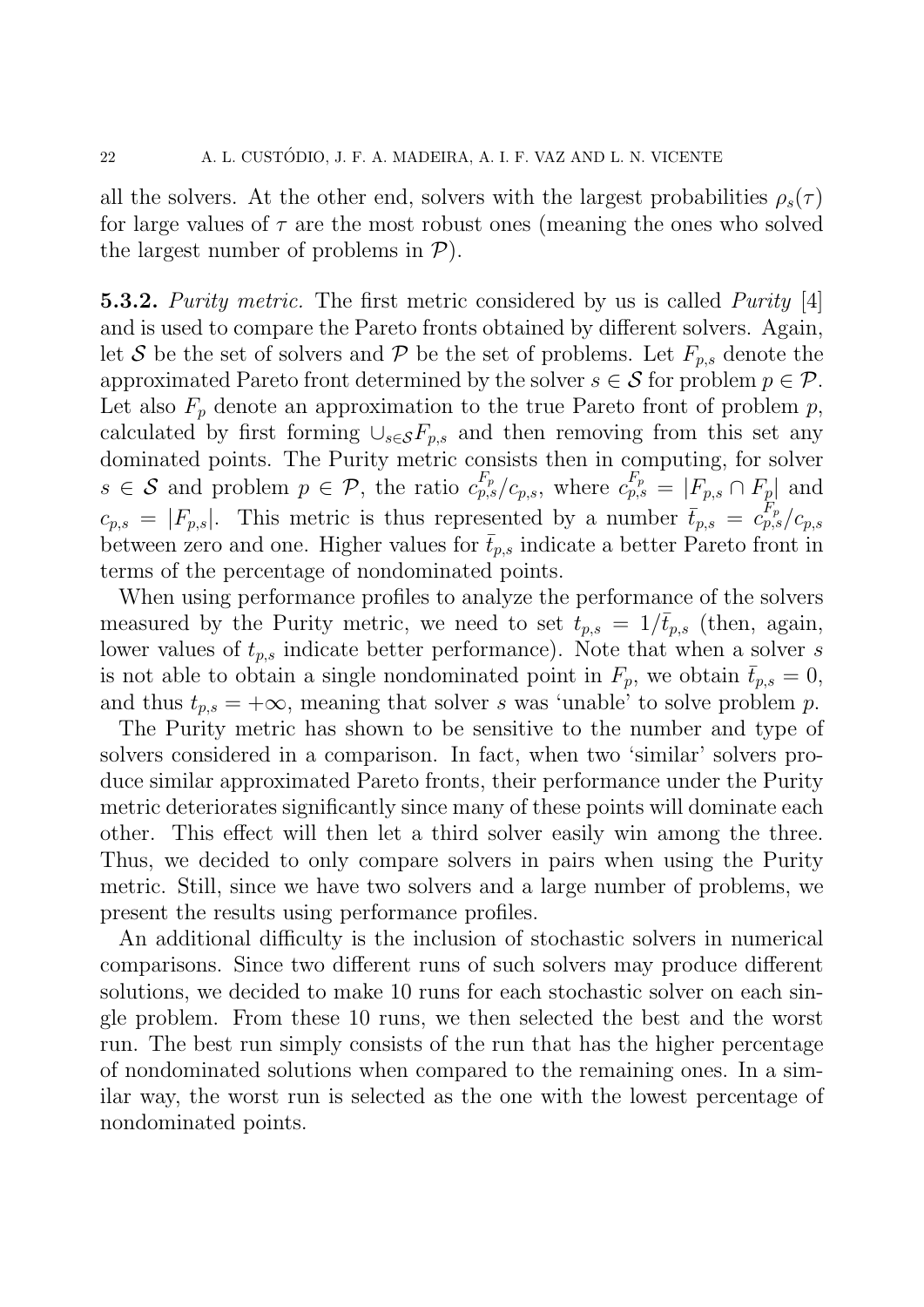all the solvers. At the other end, solvers with the largest probabilities $\rho_s(\tau)$ for large values of $\tau$ are the most robust ones (meaning the ones who solved the largest number of problems in $\mathcal{P}$).

**5.3.2.** *Purity metric.* The first metric considered by us is called *Purity* [4] and is used to compare the Pareto fronts obtained by different solvers. Again, let $\mathcal{S}$ be the set of solvers and $\mathcal{P}$ be the set of problems. Let $F_{p,s}$ denote the approximated Pareto front determined by the solver $s \in \mathcal{S}$ for problem $p \in \mathcal{P}$. Let also $F_p$ denote an approximation to the true Pareto front of problem $p$, calculated by first forming $\cup_{s \in \mathcal{S}} F_{p,s}$ and then removing from this set any dominated points. The Purity metric consists then in computing, for solver $s \in \mathcal{S}$ and problem $p \in \mathcal{P}$, the ratio $c_{p,s}^{F_p}/c_{p,s}$, where $c_{p,s}^{F_p} = |F_{p,s} \cap F_p|$ and $c_{p,s} = |F_{p,s}|$. This metric is thus represented by a number $\bar{t}_{p,s} = c_{p,s}^{F_p}/c_{p,s}$ between zero and one. Higher values for $\bar{t}_{p,s}$ indicate a better Pareto front in terms of the percentage of nondominated points.

When using performance profiles to analyze the performance of the solvers measured by the Purity metric, we need to set $t_{p,s} = 1/\bar{t}_{p,s}$ (then, again, lower values of $t_{p,s}$ indicate better performance). Note that when a solver $s$ is not able to obtain a single nondominated point in $F_p$, we obtain $\bar{t}_{p,s} = 0$, and thus $t_{p,s} = +\infty$, meaning that solver $s$ was 'unable' to solve problem $p$.

The Purity metric has shown to be sensitive to the number and type of solvers considered in a comparison. In fact, when two 'similar' solvers produce similar approximated Pareto fronts, their performance under the Purity metric deteriorates significantly since many of these points will dominate each other. This effect will then let a third solver easily win among the three. Thus, we decided to only compare solvers in pairs when using the Purity metric. Still, since we have two solvers and a large number of problems, we present the results using performance profiles.

An additional difficulty is the inclusion of stochastic solvers in numerical comparisons. Since two different runs of such solvers may produce different solutions, we decided to make 10 runs for each stochastic solver on each single problem. From these 10 runs, we then selected the best and the worst run. The best run simply consists of the run that has the higher percentage of nondominated solutions when compared to the remaining ones. In a similar way, the worst run is selected as the one with the lowest percentage of nondominated points.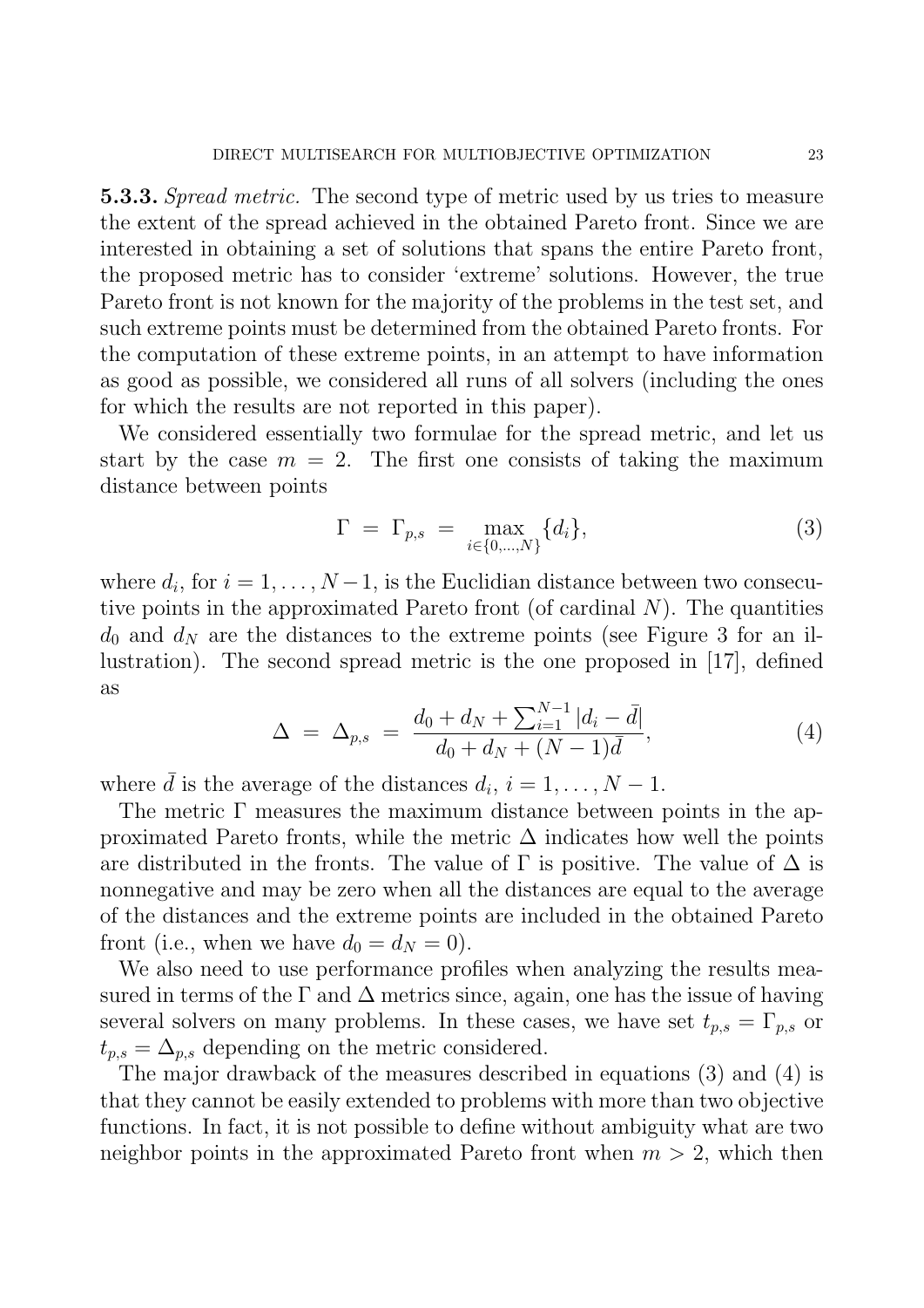**5.3.3.** *Spread metric.* The second type of metric used by us tries to measure the extent of the spread achieved in the obtained Pareto front. Since we are interested in obtaining a set of solutions that spans the entire Pareto front, the proposed metric has to consider 'extreme' solutions. However, the true Pareto front is not known for the majority of the problems in the test set, and such extreme points must be determined from the obtained Pareto fronts. For the computation of these extreme points, in an attempt to have information as good as possible, we considered all runs of all solvers (including the ones for which the results are not reported in this paper).

We considered essentially two formulae for the spread metric, and let us start by the case $m = 2$. The first one consists of taking the maximum distance between points

$$\Gamma \;=\; \Gamma_{p,s} \;=\; \max_{i \in \{0,\ldots,N\}} \{d_i\}, \tag{3}$$

where $d_i$, for $i = 1, \ldots, N-1$, is the Euclidian distance between two consecutive points in the approximated Pareto front (of cardinal $N$). The quantities $d_0$ and $d_N$ are the distances to the extreme points (see Figure 3 for an illustration). The second spread metric is the one proposed in [17], defined as

$$\Delta \;=\; \Delta_{p,s} \;=\; \frac{d_0 + d_N + \sum_{i=1}^{N-1} |d_i - \bar{d}|}{d_0 + d_N + (N-1)\bar{d}}, \tag{4}$$

where $\bar{d}$ is the average of the distances $d_i$, $i = 1, \ldots, N-1$.

The metric $\Gamma$ measures the maximum distance between points in the approximated Pareto fronts, while the metric $\Delta$ indicates how well the points are distributed in the fronts. The value of $\Gamma$ is positive. The value of $\Delta$ is nonnegative and may be zero when all the distances are equal to the average of the distances and the extreme points are included in the obtained Pareto front (i.e., when we have $d_0 = d_N = 0$).

We also need to use performance profiles when analyzing the results measured in terms of the $\Gamma$ and $\Delta$ metrics since, again, one has the issue of having several solvers on many problems. In these cases, we have set $t_{p,s} = \Gamma_{p,s}$ or $t_{p,s} = \Delta_{p,s}$ depending on the metric considered.

The major drawback of the measures described in equations (3) and (4) is that they cannot be easily extended to problems with more than two objective functions. In fact, it is not possible to define without ambiguity what are two neighbor points in the approximated Pareto front when $m > 2$, which then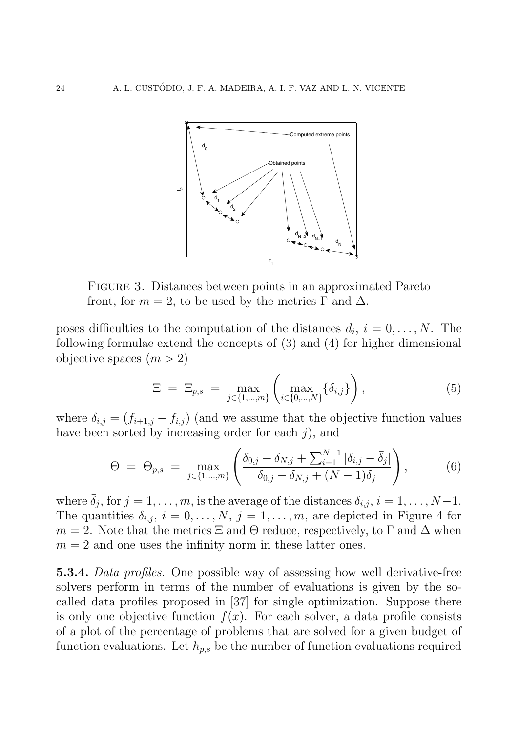FIGURE 3. Distances between points in an approximated Pareto front, for $m = 2$, to be used by the metrics $\Gamma$ and $\Delta$.

poses difficulties to the computation of the distances $d_i$, $i = 0, \ldots, N$. The following formulae extend the concepts of (3) and (4) for higher dimensional objective spaces ($m > 2$)

$$\Xi \;=\; \Xi_{p,s} \;=\; \max_{j \in \{1,\ldots,m\}} \left( \max_{i \in \{0,\ldots,N\}} \{\delta_{i,j}\} \right), \tag{5}$$

where $\delta_{i,j} = (f_{i+1,j} - f_{i,j})$ (and we assume that the objective function values have been sorted by increasing order for each $j$), and

$$\Theta \;=\; \Theta_{p,s} \;=\; \max_{j \in \{1,\ldots,m\}} \left( \frac{\delta_{0,j} + \delta_{N,j} + \sum_{i=1}^{N-1} |\delta_{i,j} - \bar{\delta}_j|}{\delta_{0,j} + \delta_{N,j} + (N-1)\bar{\delta}_j} \right), \tag{6}$$

where $\bar{\delta}_j$, for $j = 1, \ldots, m$, is the average of the distances $\delta_{i,j}$, $i = 1, \ldots, N-1$. The quantities $\delta_{i,j}$, $i = 0, \ldots, N$, $j = 1, \ldots, m$, are depicted in Figure 4 for $m = 2$. Note that the metrics $\Xi$ and $\Theta$ reduce, respectively, to $\Gamma$ and $\Delta$ when $m = 2$ and one uses the infinity norm in these latter ones.

**5.3.4.** *Data profiles.* One possible way of assessing how well derivative-free solvers perform in terms of the number of evaluations is given by the so-called data profiles proposed in [37] for single optimization. Suppose there is only one objective function $f(x)$. For each solver, a data profile consists of a plot of the percentage of problems that are solved for a given budget of function evaluations. Let $h_{p,s}$ be the number of function evaluations required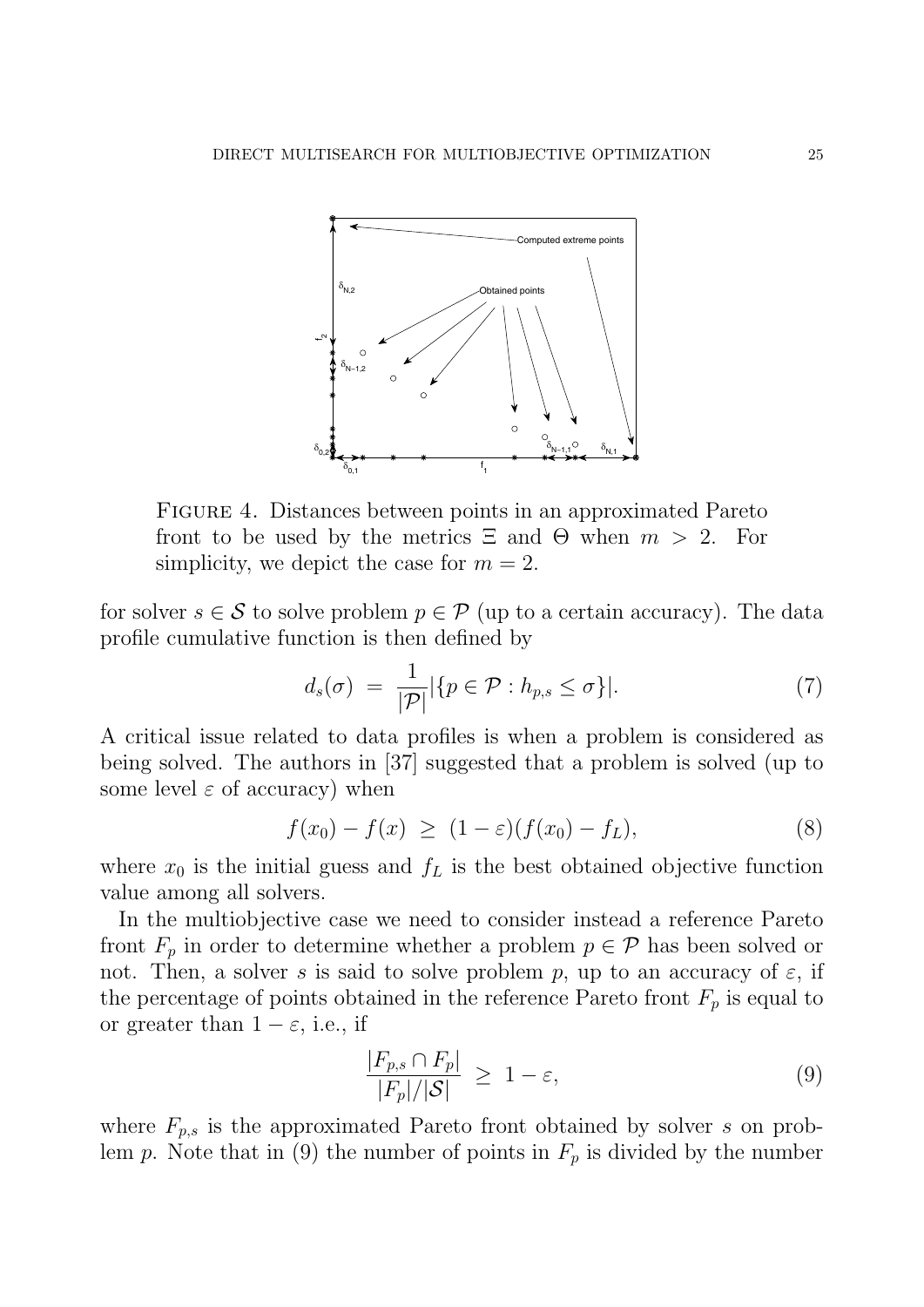FIGURE 4. Distances between points in an approximated Pareto front to be used by the metrics $\Xi$ and $\Theta$ when $m > 2$. For simplicity, we depict the case for $m = 2$.

for solver $s \in \mathcal{S}$ to solve problem $p \in \mathcal{P}$ (up to a certain accuracy). The data profile cumulative function is then defined by

$$d_s(\sigma) \;=\; \frac{1}{|\mathcal{P}|}|\{p \in \mathcal{P} : h_{p,s} \leq \sigma\}|. \tag{7}$$

A critical issue related to data profiles is when a problem is considered as being solved. The authors in [37] suggested that a problem is solved (up to some level $\varepsilon$ of accuracy) when

$$f(x_0) - f(x) \;\geq\; (1 - \varepsilon)(f(x_0) - f_L), \tag{8}$$

where $x_0$ is the initial guess and $f_L$ is the best obtained objective function value among all solvers.

In the multiobjective case we need to consider instead a reference Pareto front $F_p$ in order to determine whether a problem $p \in \mathcal{P}$ has been solved or not. Then, a solver $s$ is said to solve problem $p$, up to an accuracy of $\varepsilon$, if the percentage of points obtained in the reference Pareto front $F_p$ is equal to or greater than $1 - \varepsilon$, i.e., if

$$\frac{|F_{p,s} \cap F_p|}{|F_p|/|\mathcal{S}|} \;\geq\; 1 - \varepsilon, \tag{9}$$

where $F_{p,s}$ is the approximated Pareto front obtained by solver $s$ on problem $p$. Note that in (9) the number of points in $F_p$ is divided by the number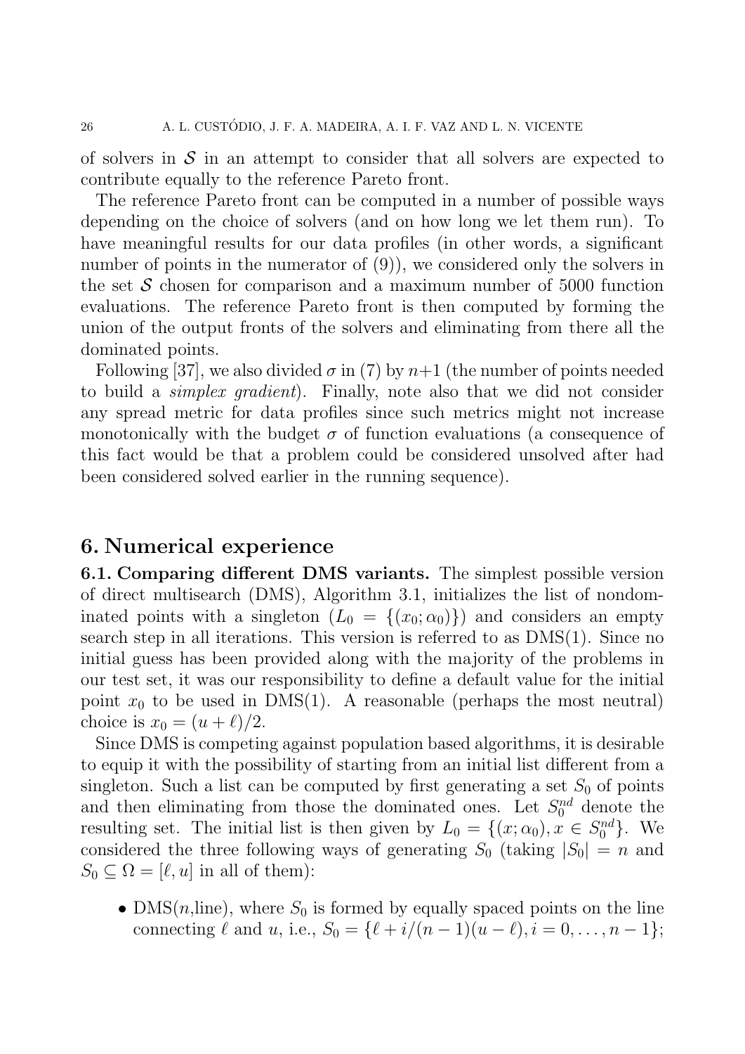of solvers in $\mathcal{S}$ in an attempt to consider that all solvers are expected to contribute equally to the reference Pareto front.

The reference Pareto front can be computed in a number of possible ways depending on the choice of solvers (and on how long we let them run). To have meaningful results for our data profiles (in other words, a significant number of points in the numerator of (9)), we considered only the solvers in the set $\mathcal{S}$ chosen for comparison and a maximum number of 5000 function evaluations. The reference Pareto front is then computed by forming the union of the output fronts of the solvers and eliminating from there all the dominated points.

Following [37], we also divided $\sigma$ in (7) by $n+1$ (the number of points needed to build a *simplex gradient*). Finally, note also that we did not consider any spread metric for data profiles since such metrics might not increase monotonically with the budget $\sigma$ of function evaluations (a consequence of this fact would be that a problem could be considered unsolved after had been considered solved earlier in the running sequence).

## 6. Numerical experience

**6.1. Comparing different DMS variants.** The simplest possible version of direct multisearch (DMS), Algorithm 3.1, initializes the list of nondominated points with a singleton ($L_0 = \{(x_0; \alpha_0)\}$) and considers an empty search step in all iterations. This version is referred to as DMS(1). Since no initial guess has been provided along with the majority of the problems in our test set, it was our responsibility to define a default value for the initial point $x_0$ to be used in DMS(1). A reasonable (perhaps the most neutral) choice is $x_0 = (u + \ell)/2$.

Since DMS is competing against population based algorithms, it is desirable to equip it with the possibility of starting from an initial list different from a singleton. Such a list can be computed by first generating a set $S_0$ of points and then eliminating from those the dominated ones. Let $S_0^{nd}$ denote the resulting set. The initial list is then given by $L_0 = \{(x; \alpha_0), x \in S_0^{nd}\}$. We considered the three following ways of generating $S_0$ (taking $|S_0| = n$ and $S_0 \subseteq \Omega = [\ell, u]$ in all of them):

- DMS($n$,line), where $S_0$ is formed by equally spaced points on the line connecting $\ell$ and $u$, i.e., $S_0 = \{\ell + i/(n-1)(u-\ell), i = 0, \ldots, n-1\}$;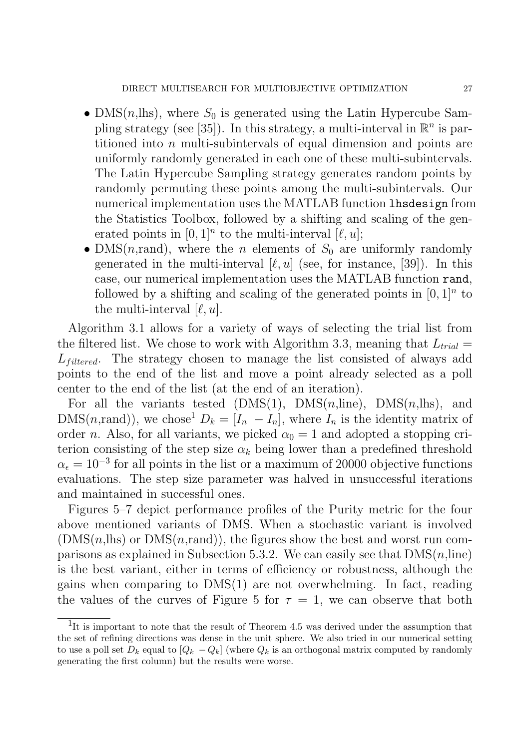- DMS($n$,lhs), where $S_0$ is generated using the Latin Hypercube Sampling strategy (see [35]). In this strategy, a multi-interval in $\mathbb{R}^n$ is partitioned into $n$ multi-subintervals of equal dimension and points are uniformly randomly generated in each one of these multi-subintervals. The Latin Hypercube Sampling strategy generates random points by randomly permuting these points among the multi-subintervals. Our numerical implementation uses the MATLAB function `lhsdesign` from the Statistics Toolbox, followed by a shifting and scaling of the generated points in $[0, 1]^n$ to the multi-interval $[\ell, u]$;
- DMS($n$,rand), where the $n$ elements of $S_0$ are uniformly randomly generated in the multi-interval $[\ell, u]$ (see, for instance, [39]). In this case, our numerical implementation uses the MATLAB function `rand`, followed by a shifting and scaling of the generated points in $[0, 1]^n$ to the multi-interval $[\ell, u]$.

Algorithm 3.1 allows for a variety of ways of selecting the trial list from the filtered list. We chose to work with Algorithm 3.3, meaning that $L_{trial} = L_{filtered}$. The strategy chosen to manage the list consisted of always add points to the end of the list and move a point already selected as a poll center to the end of the list (at the end of an iteration).

For all the variants tested (DMS(1), DMS($n$,line), DMS($n$,lhs), and DMS($n$,rand)), we chose[1] $D_k = [I_n \ -I_n]$, where $I_n$ is the identity matrix of order $n$. Also, for all variants, we picked $\alpha_0 = 1$ and adopted a stopping criterion consisting of the step size $\alpha_k$ being lower than a predefined threshold $\alpha_\epsilon = 10^{-3}$ for all points in the list or a maximum of 20000 objective functions evaluations. The step size parameter was halved in unsuccessful iterations and maintained in successful ones.

Figures 5–7 depict performance profiles of the Purity metric for the four above mentioned variants of DMS. When a stochastic variant is involved (DMS($n$,lhs) or DMS($n$,rand)), the figures show the best and worst run comparisons as explained in Subsection 5.3.2. We can easily see that DMS($n$,line) is the best variant, either in terms of efficiency or robustness, although the gains when comparing to DMS(1) are not overwhelming. In fact, reading the values of the curves of Figure 5 for $\tau = 1$, we can observe that both

[1] It is important to note that the result of Theorem 4.5 was derived under the assumption that the set of refining directions was dense in the unit sphere. We also tried in our numerical setting to use a poll set $D_k$ equal to $[Q_k \ -Q_k]$ (where $Q_k$ is an orthogonal matrix computed by randomly generating the first column) but the results were worse.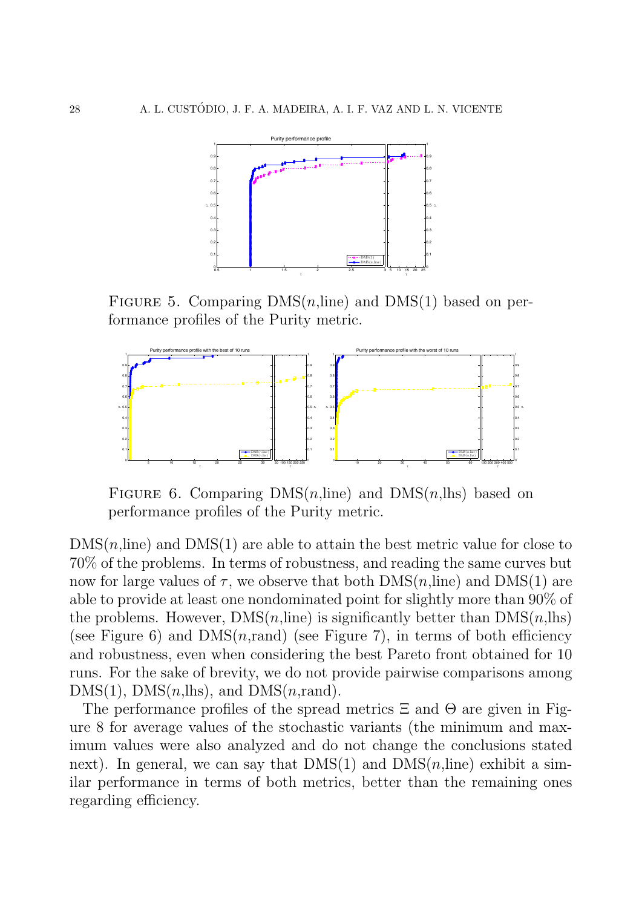FIGURE 5. Comparing DMS($n$,line) and DMS(1) based on performance profiles of the Purity metric.

FIGURE 6. Comparing DMS($n$,line) and DMS($n$,lhs) based on performance profiles of the Purity metric.

DMS($n$,line) and DMS(1) are able to attain the best metric value for close to 70% of the problems. In terms of robustness, and reading the same curves but now for large values of $\tau$, we observe that both DMS($n$,line) and DMS(1) are able to provide at least one nondominated point for slightly more than 90% of the problems. However, DMS($n$,line) is significantly better than DMS($n$,lhs) (see Figure 6) and DMS($n$,rand) (see Figure 7), in terms of both efficiency and robustness, even when considering the best Pareto front obtained for 10 runs. For the sake of brevity, we do not provide pairwise comparisons among DMS(1), DMS($n$,lhs), and DMS($n$,rand).

The performance profiles of the spread metrics $\Xi$ and $\Theta$ are given in Figure 8 for average values of the stochastic variants (the minimum and maximum values were also analyzed and do not change the conclusions stated next). In general, we can say that DMS(1) and DMS($n$,line) exhibit a similar performance in terms of both metrics, better than the remaining ones regarding efficiency.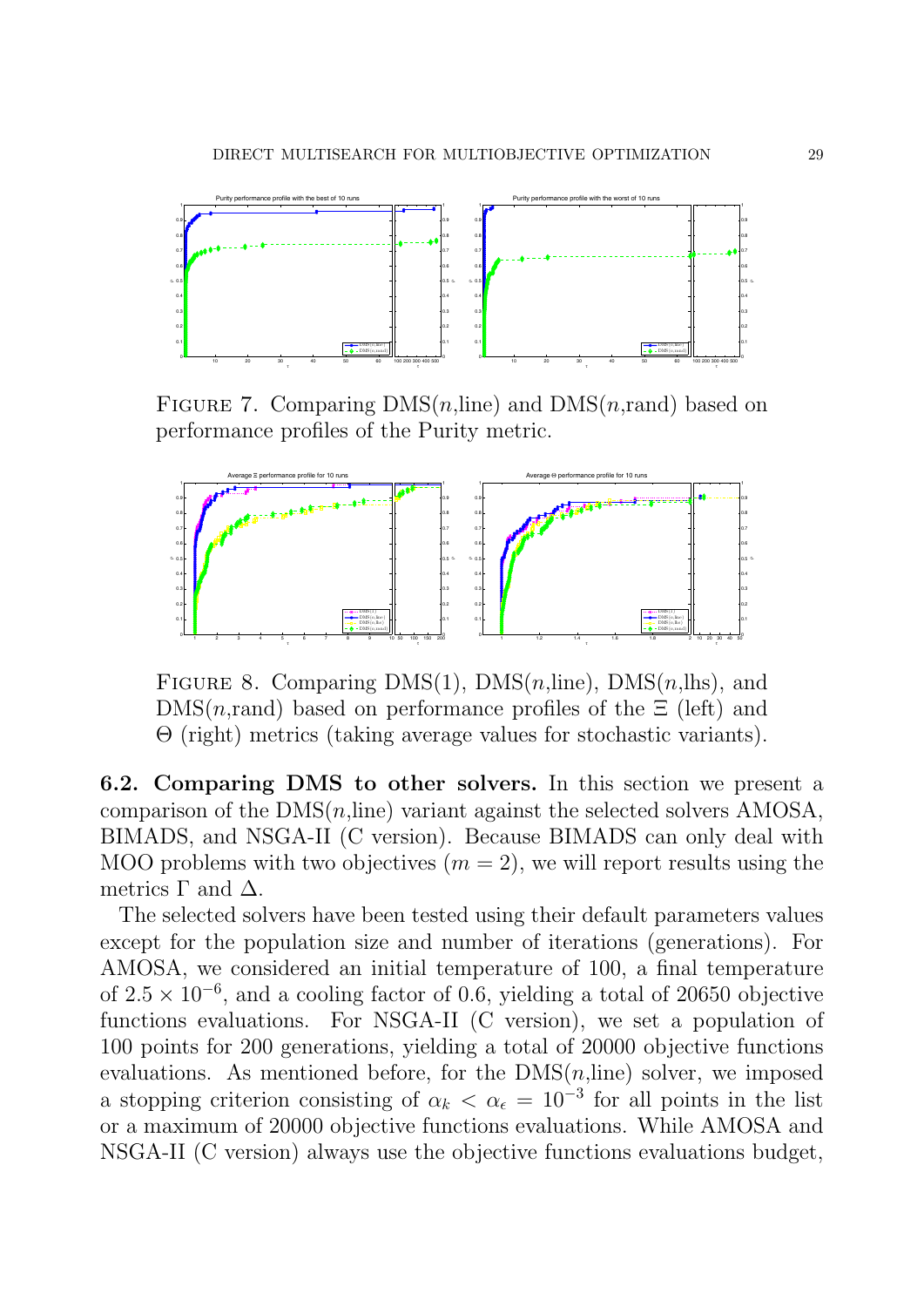FIGURE 7. Comparing DMS($n$,line) and DMS($n$,rand) based on performance profiles of the Purity metric.

FIGURE 8. Comparing DMS(1), DMS($n$,line), DMS($n$,lhs), and DMS($n$,rand) based on performance profiles of the $\Xi$ (left) and $\Theta$ (right) metrics (taking average values for stochastic variants).

**6.2. Comparing DMS to other solvers.** In this section we present a comparison of the DMS($n$,line) variant against the selected solvers AMOSA, BIMADS, and NSGA-II (C version). Because BIMADS can only deal with MOO problems with two objectives ($m = 2$), we will report results using the metrics $\Gamma$ and $\Delta$.

The selected solvers have been tested using their default parameters values except for the population size and number of iterations (generations). For AMOSA, we considered an initial temperature of 100, a final temperature of $2.5 \times 10^{-6}$, and a cooling factor of 0.6, yielding a total of 20650 objective functions evaluations. For NSGA-II (C version), we set a population of 100 points for 200 generations, yielding a total of 20000 objective functions evaluations. As mentioned before, for the DMS($n$,line) solver, we imposed a stopping criterion consisting of $\alpha_k < \alpha_\epsilon = 10^{-3}$ for all points in the list or a maximum of 20000 objective functions evaluations. While AMOSA and NSGA-II (C version) always use the objective functions evaluations budget,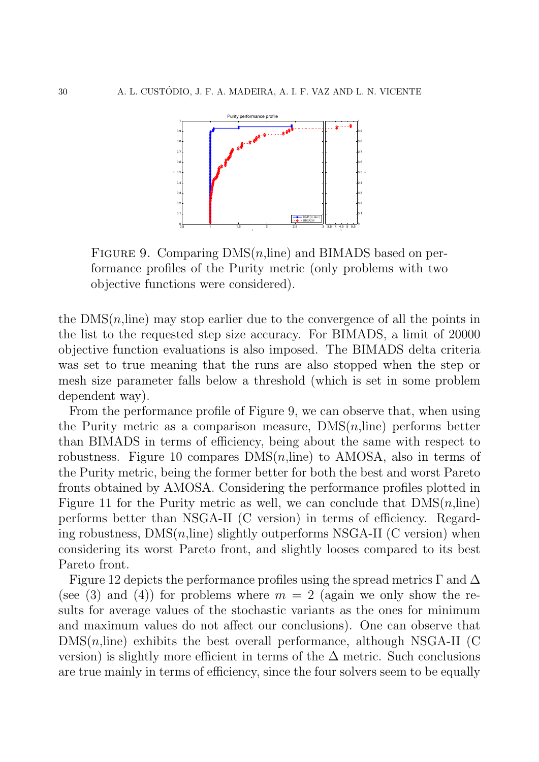FIGURE 9. Comparing DMS($n$,line) and BIMADS based on performance profiles of the Purity metric (only problems with two objective functions were considered).

the DMS($n$,line) may stop earlier due to the convergence of all the points in the list to the requested step size accuracy. For BIMADS, a limit of 20000 objective function evaluations is also imposed. The BIMADS delta criteria was set to true meaning that the runs are also stopped when the step or mesh size parameter falls below a threshold (which is set in some problem dependent way).

From the performance profile of Figure 9, we can observe that, when using the Purity metric as a comparison measure, DMS($n$,line) performs better than BIMADS in terms of efficiency, being about the same with respect to robustness. Figure 10 compares DMS($n$,line) to AMOSA, also in terms of the Purity metric, being the former better for both the best and worst Pareto fronts obtained by AMOSA. Considering the performance profiles plotted in Figure 11 for the Purity metric as well, we can conclude that DMS($n$,line) performs better than NSGA-II (C version) in terms of efficiency. Regarding robustness, DMS($n$,line) slightly outperforms NSGA-II (C version) when considering its worst Pareto front, and slightly looses compared to its best Pareto front.

Figure 12 depicts the performance profiles using the spread metrics $\Gamma$ and $\Delta$ (see (3) and (4)) for problems where $m = 2$ (again we only show the results for average values of the stochastic variants as the ones for minimum and maximum values do not affect our conclusions). One can observe that DMS($n$,line) exhibits the best overall performance, although NSGA-II (C version) is slightly more efficient in terms of the $\Delta$ metric. Such conclusions are true mainly in terms of efficiency, since the four solvers seem to be equally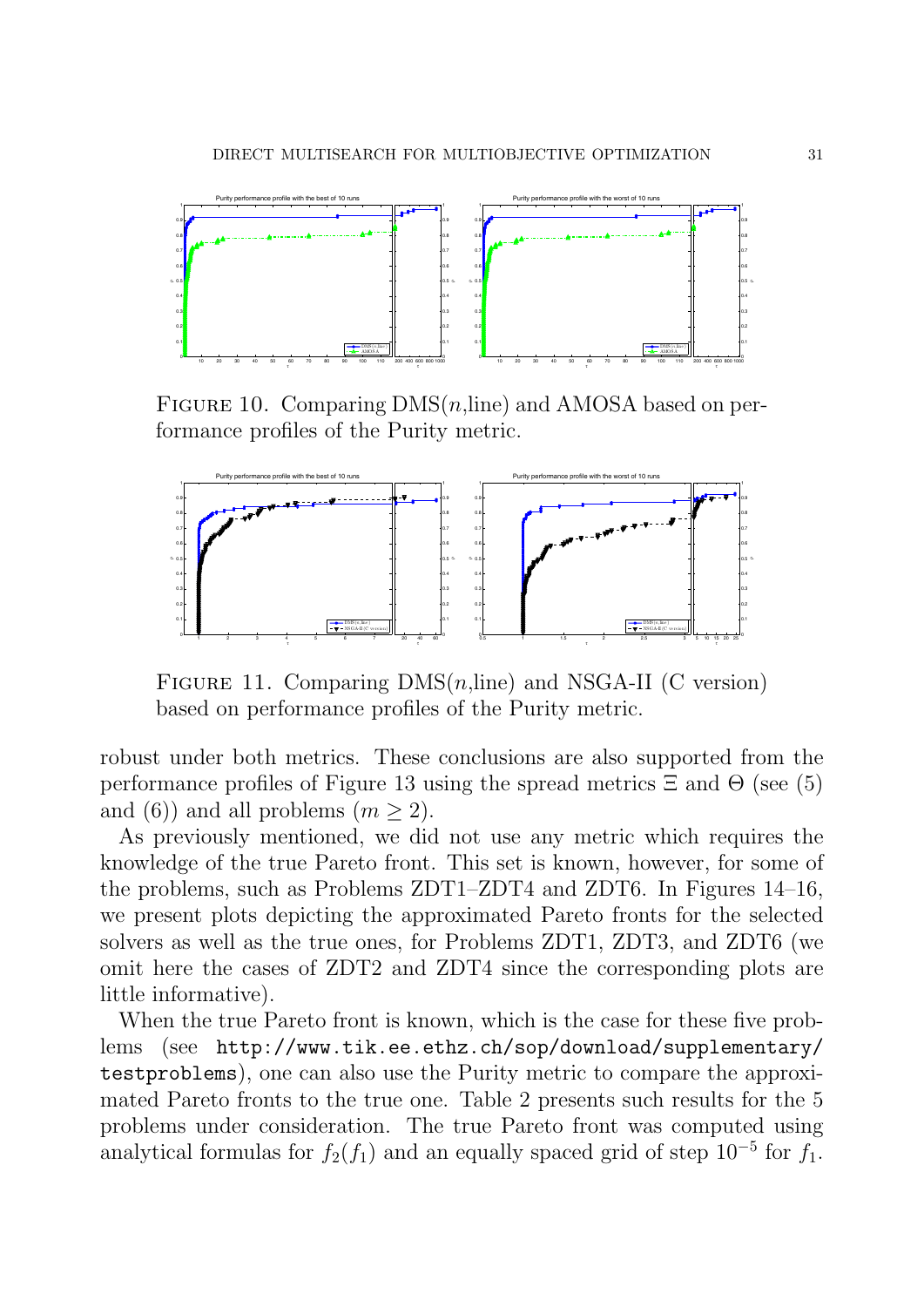FIGURE 10. Comparing DMS($n$,line) and AMOSA based on performance profiles of the Purity metric.

FIGURE 11. Comparing DMS($n$,line) and NSGA-II (C version) based on performance profiles of the Purity metric.

robust under both metrics. These conclusions are also supported from the performance profiles of Figure 13 using the spread metrics $\Xi$ and $\Theta$ (see (5) and (6)) and all problems ($m \geq 2$).

As previously mentioned, we did not use any metric which requires the knowledge of the true Pareto front. This set is known, however, for some of the problems, such as Problems ZDT1–ZDT4 and ZDT6. In Figures 14–16, we present plots depicting the approximated Pareto fronts for the selected solvers as well as the true ones, for Problems ZDT1, ZDT3, and ZDT6 (we omit here the cases of ZDT2 and ZDT4 since the corresponding plots are little informative).

When the true Pareto front is known, which is the case for these five problems (see `http://www.tik.ee.ethz.ch/sop/download/supplementary/testproblems`), one can also use the Purity metric to compare the approximated Pareto fronts to the true one. Table 2 presents such results for the 5 problems under consideration. The true Pareto front was computed using analytical formulas for $f_2(f_1)$ and an equally spaced grid of step $10^{-5}$ for $f_1$.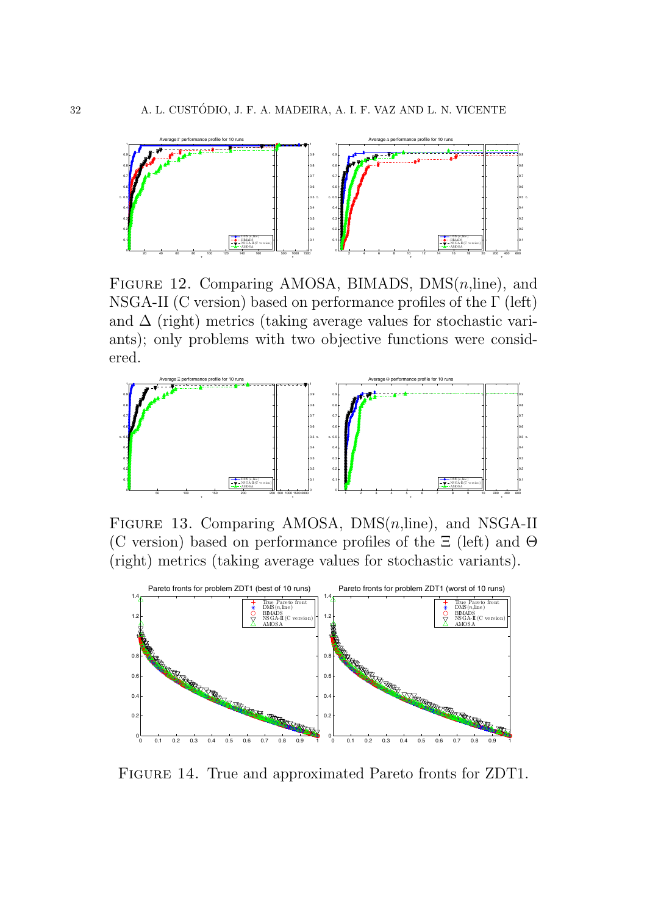Figure 12. Comparing AMOSA, BIMADS, DMS($n$,line), and NSGA-II (C version) based on performance profiles of the $\Gamma$ (left) and $\Delta$ (right) metrics (taking average values for stochastic variants); only problems with two objective functions were considered.

Figure 13. Comparing AMOSA, DMS($n$,line), and NSGA-II (C version) based on performance profiles of the $\Xi$ (left) and $\Theta$ (right) metrics (taking average values for stochastic variants).

Figure 14. True and approximated Pareto fronts for ZDT1.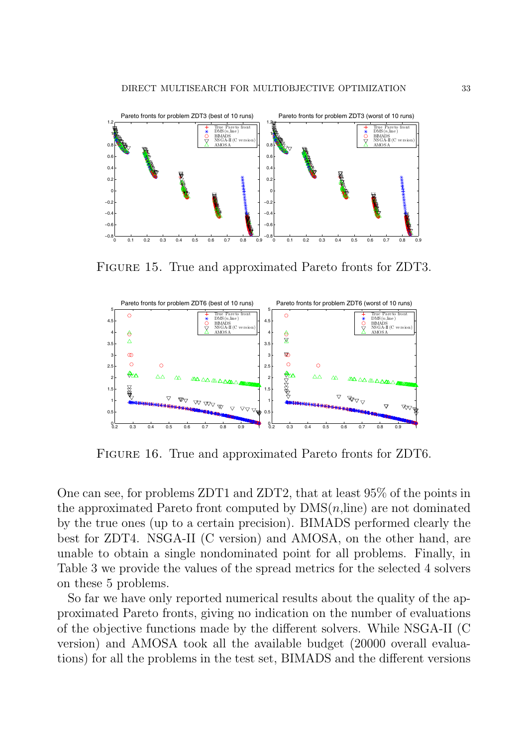Figure 15. True and approximated Pareto fronts for ZDT3.

Figure 16. True and approximated Pareto fronts for ZDT6.

One can see, for problems ZDT1 and ZDT2, that at least 95% of the points in the approximated Pareto front computed by DMS($n$,line) are not dominated by the true ones (up to a certain precision). BIMADS performed clearly the best for ZDT4. NSGA-II (C version) and AMOSA, on the other hand, are unable to obtain a single nondominated point for all problems. Finally, in Table 3 we provide the values of the spread metrics for the selected 4 solvers on these 5 problems.

So far we have only reported numerical results about the quality of the approximated Pareto fronts, giving no indication on the number of evaluations of the objective functions made by the different solvers. While NSGA-II (C version) and AMOSA took all the available budget (20000 overall evaluations) for all the problems in the test set, BIMADS and the different versions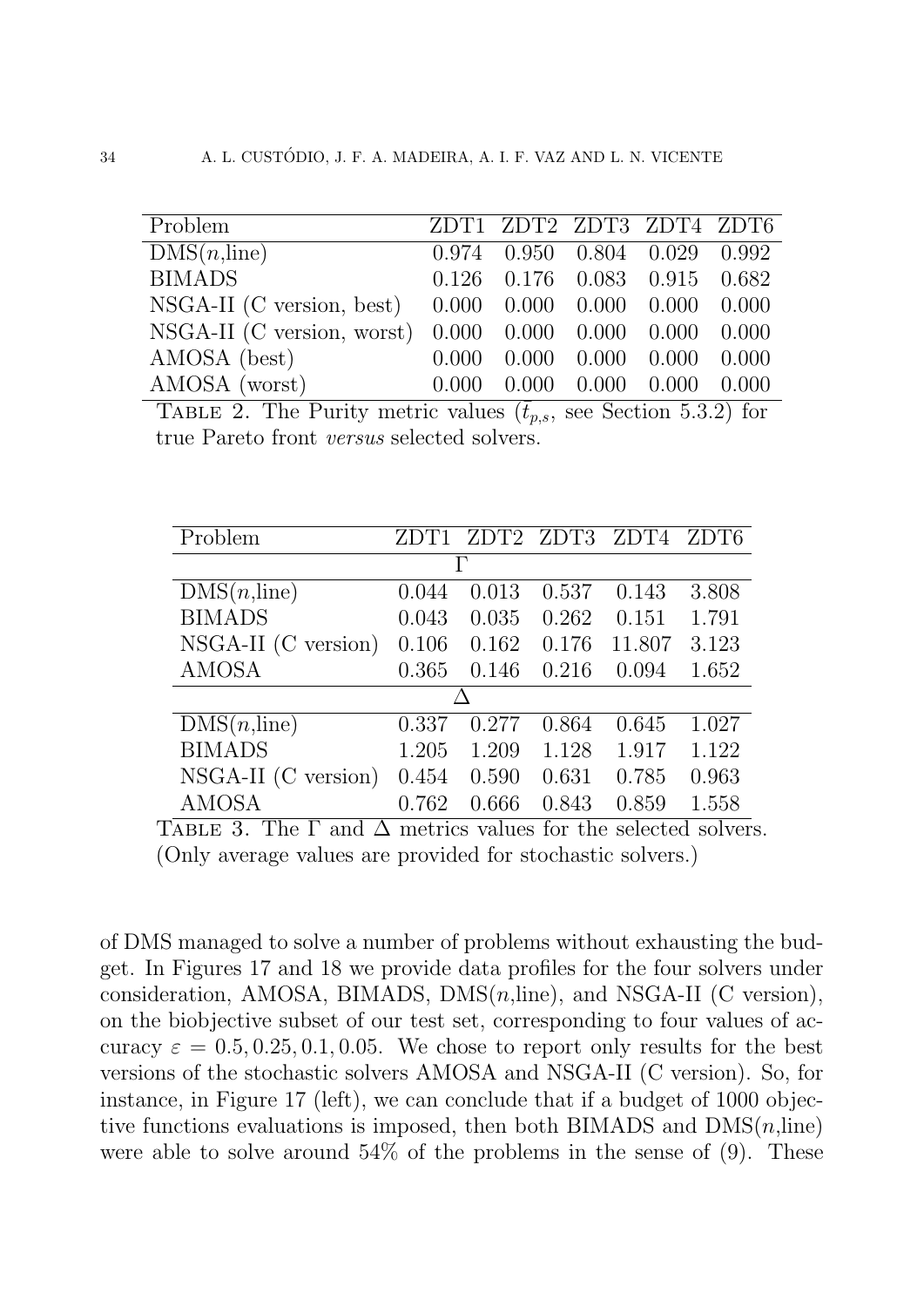| Problem | ZDT1 | ZDT2 | ZDT3 | ZDT4 | ZDT6 |
|---|---|---|---|---|---|
| DMS($n$,line) | 0.974 | 0.950 | 0.804 | 0.029 | 0.992 |
| BIMADS | 0.126 | 0.176 | 0.083 | 0.915 | 0.682 |
| NSGA-II (C version, best) | 0.000 | 0.000 | 0.000 | 0.000 | 0.000 |
| NSGA-II (C version, worst) | 0.000 | 0.000 | 0.000 | 0.000 | 0.000 |
| AMOSA (best) | 0.000 | 0.000 | 0.000 | 0.000 | 0.000 |
| AMOSA (worst) | 0.000 | 0.000 | 0.000 | 0.000 | 0.000 |

TABLE 2. The Purity metric values ($\bar{t}_{p,s}$, see Section 5.3.2) for true Pareto front *versus* selected solvers.

| Problem | ZDT1 | ZDT2 | ZDT3 | ZDT4 | ZDT6 |
|---|---|---|---|---|---|
| | | | $\Gamma$ | | |
| DMS($n$,line) | 0.044 | 0.013 | 0.537 | 0.143 | 3.808 |
| BIMADS | 0.043 | 0.035 | 0.262 | 0.151 | 1.791 |
| NSGA-II (C version) | 0.106 | 0.162 | 0.176 | 11.807 | 3.123 |
| AMOSA | 0.365 | 0.146 | 0.216 | 0.094 | 1.652 |
| | | | $\Delta$ | | |
| DMS($n$,line) | 0.337 | 0.277 | 0.864 | 0.645 | 1.027 |
| BIMADS | 1.205 | 1.209 | 1.128 | 1.917 | 1.122 |
| NSGA-II (C version) | 0.454 | 0.590 | 0.631 | 0.785 | 0.963 |
| AMOSA | 0.762 | 0.666 | 0.843 | 0.859 | 1.558 |

TABLE 3. The $\Gamma$ and $\Delta$ metrics values for the selected solvers. (Only average values are provided for stochastic solvers.)

of DMS managed to solve a number of problems without exhausting the budget. In Figures 17 and 18 we provide data profiles for the four solvers under consideration, AMOSA, BIMADS, DMS($n$,line), and NSGA-II (C version), on the biobjective subset of our test set, corresponding to four values of accuracy $\varepsilon = 0.5, 0.25, 0.1, 0.05$. We chose to report only results for the best versions of the stochastic solvers AMOSA and NSGA-II (C version). So, for instance, in Figure 17 (left), we can conclude that if a budget of 1000 objective functions evaluations is imposed, then both BIMADS and DMS($n$,line) were able to solve around 54% of the problems in the sense of (9). These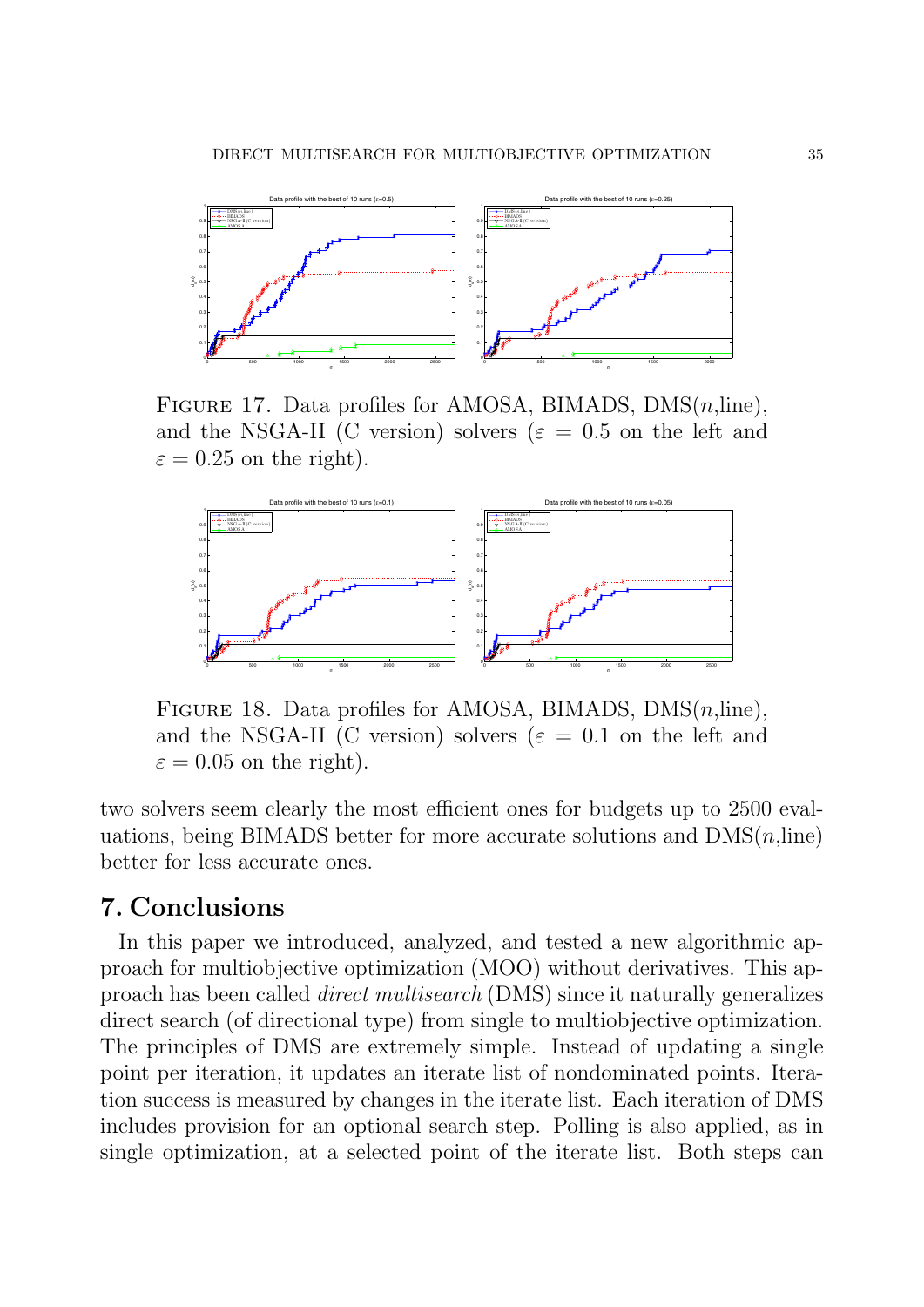FIGURE 17. Data profiles for AMOSA, BIMADS, DMS($n$,line), and the NSGA-II (C version) solvers ($\varepsilon = 0.5$ on the left and $\varepsilon = 0.25$ on the right).

FIGURE 18. Data profiles for AMOSA, BIMADS, DMS($n$,line), and the NSGA-II (C version) solvers ($\varepsilon = 0.1$ on the left and $\varepsilon = 0.05$ on the right).

two solvers seem clearly the most efficient ones for budgets up to 2500 evaluations, being BIMADS better for more accurate solutions and DMS($n$,line) better for less accurate ones.

## 7. Conclusions

In this paper we introduced, analyzed, and tested a new algorithmic approach for multiobjective optimization (MOO) without derivatives. This approach has been called *direct multisearch* (DMS) since it naturally generalizes direct search (of directional type) from single to multiobjective optimization. The principles of DMS are extremely simple. Instead of updating a single point per iteration, it updates an iterate list of nondominated points. Iteration success is measured by changes in the iterate list. Each iteration of DMS includes provision for an optional search step. Polling is also applied, as in single optimization, at a selected point of the iterate list. Both steps can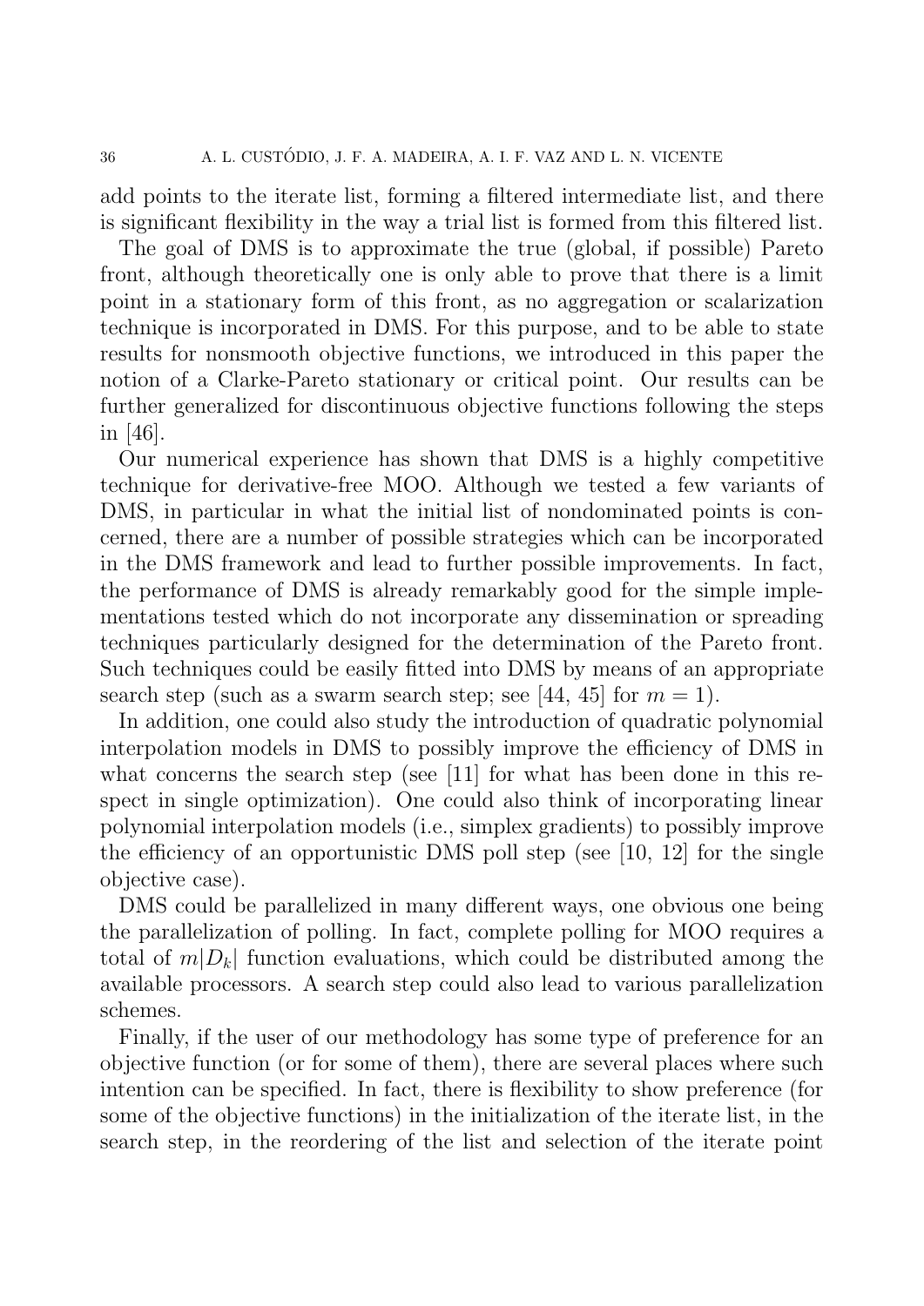add points to the iterate list, forming a filtered intermediate list, and there is significant flexibility in the way a trial list is formed from this filtered list.

The goal of DMS is to approximate the true (global, if possible) Pareto front, although theoretically one is only able to prove that there is a limit point in a stationary form of this front, as no aggregation or scalarization technique is incorporated in DMS. For this purpose, and to be able to state results for nonsmooth objective functions, we introduced in this paper the notion of a Clarke-Pareto stationary or critical point. Our results can be further generalized for discontinuous objective functions following the steps in [46].

Our numerical experience has shown that DMS is a highly competitive technique for derivative-free MOO. Although we tested a few variants of DMS, in particular in what the initial list of nondominated points is concerned, there are a number of possible strategies which can be incorporated in the DMS framework and lead to further possible improvements. In fact, the performance of DMS is already remarkably good for the simple implementations tested which do not incorporate any dissemination or spreading techniques particularly designed for the determination of the Pareto front. Such techniques could be easily fitted into DMS by means of an appropriate search step (such as a swarm search step; see [44, 45] for $m = 1$).

In addition, one could also study the introduction of quadratic polynomial interpolation models in DMS to possibly improve the efficiency of DMS in what concerns the search step (see [11] for what has been done in this respect in single optimization). One could also think of incorporating linear polynomial interpolation models (i.e., simplex gradients) to possibly improve the efficiency of an opportunistic DMS poll step (see [10, 12] for the single objective case).

DMS could be parallelized in many different ways, one obvious one being the parallelization of polling. In fact, complete polling for MOO requires a total of $m|D_k|$ function evaluations, which could be distributed among the available processors. A search step could also lead to various parallelization schemes.

Finally, if the user of our methodology has some type of preference for an objective function (or for some of them), there are several places where such intention can be specified. In fact, there is flexibility to show preference (for some of the objective functions) in the initialization of the iterate list, in the search step, in the reordering of the list and selection of the iterate point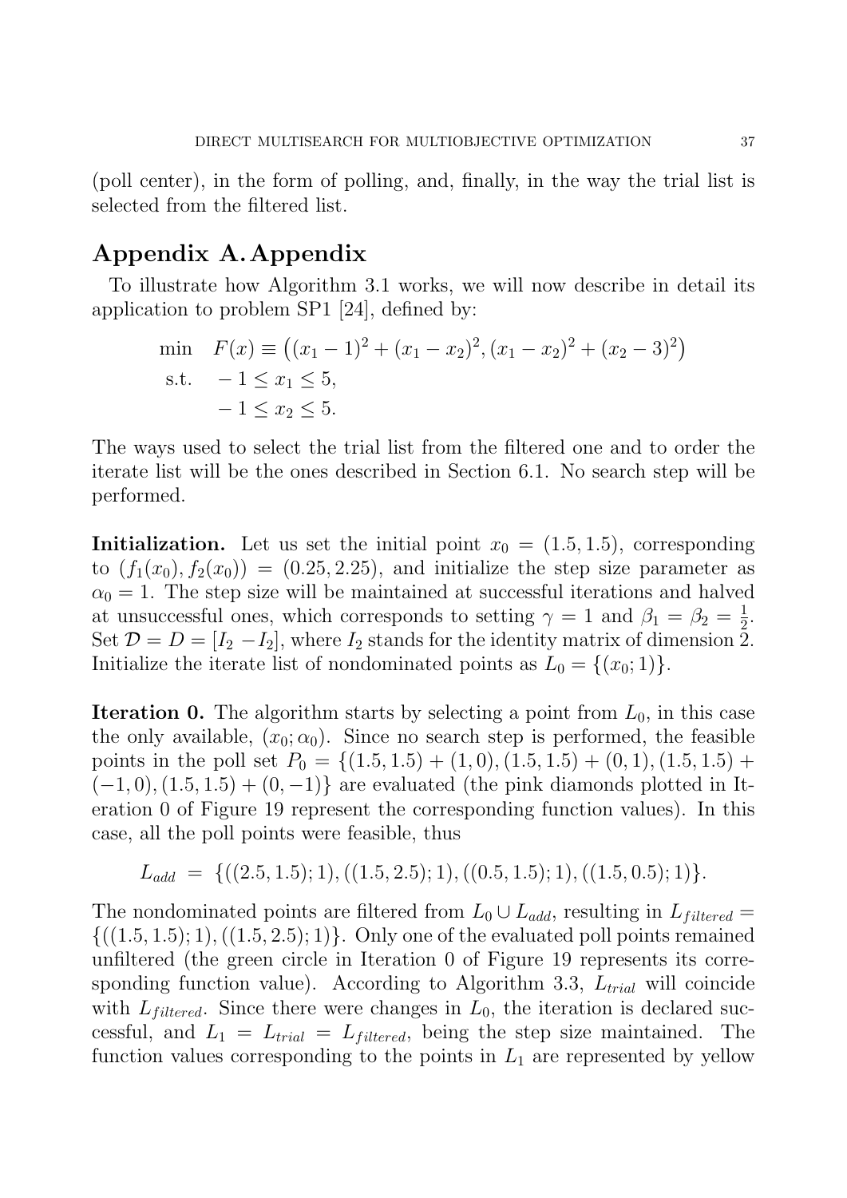(poll center), in the form of polling, and, finally, in the way the trial list is selected from the filtered list.

## Appendix A. Appendix

To illustrate how Algorithm 3.1 works, we will now describe in detail its application to problem SP1 [24], defined by:

$$
\begin{aligned}
\min \quad & F(x) \equiv \left((x_1 - 1)^2 + (x_1 - x_2)^2, (x_1 - x_2)^2 + (x_2 - 3)^2\right) \\
\text{s.t.} \quad & -1 \leq x_1 \leq 5, \\
& -1 \leq x_2 \leq 5.
\end{aligned}
$$

The ways used to select the trial list from the filtered one and to order the iterate list will be the ones described in Section 6.1. No search step will be performed.

**Initialization.** Let us set the initial point $x_0 = (1.5, 1.5)$, corresponding to $(f_1(x_0), f_2(x_0)) = (0.25, 2.25)$, and initialize the step size parameter as $\alpha_0 = 1$. The step size will be maintained at successful iterations and halved at unsuccessful ones, which corresponds to setting $\gamma = 1$ and $\beta_1 = \beta_2 = \frac{1}{2}$. Set $\mathcal{D} = D = [I_2 \ -I_2]$, where $I_2$ stands for the identity matrix of dimension 2. Initialize the iterate list of nondominated points as $L_0 = \{(x_0; 1)\}$.

**Iteration 0.** The algorithm starts by selecting a point from $L_0$, in this case the only available, $(x_0; \alpha_0)$. Since no search step is performed, the feasible points in the poll set $P_0 = \{(1.5, 1.5) + (1, 0), (1.5, 1.5) + (0, 1), (1.5, 1.5) + (-1, 0), (1.5, 1.5) + (0, -1)\}$ are evaluated (the pink diamonds plotted in Iteration 0 of Figure 19 represent the corresponding function values). In this case, all the poll points were feasible, thus

$$
L_{add} = \{((2.5, 1.5); 1), ((1.5, 2.5); 1), ((0.5, 1.5); 1), ((1.5, 0.5); 1)\}.
$$

The nondominated points are filtered from $L_0 \cup L_{add}$, resulting in $L_{filtered} = \{((1.5, 1.5); 1), ((1.5, 2.5); 1)\}$. Only one of the evaluated poll points remained unfiltered (the green circle in Iteration 0 of Figure 19 represents its corresponding function value). According to Algorithm 3.3, $L_{trial}$ will coincide with $L_{filtered}$. Since there were changes in $L_0$, the iteration is declared successful, and $L_1 = L_{trial} = L_{filtered}$, being the step size maintained. The function values corresponding to the points in $L_1$ are represented by yellow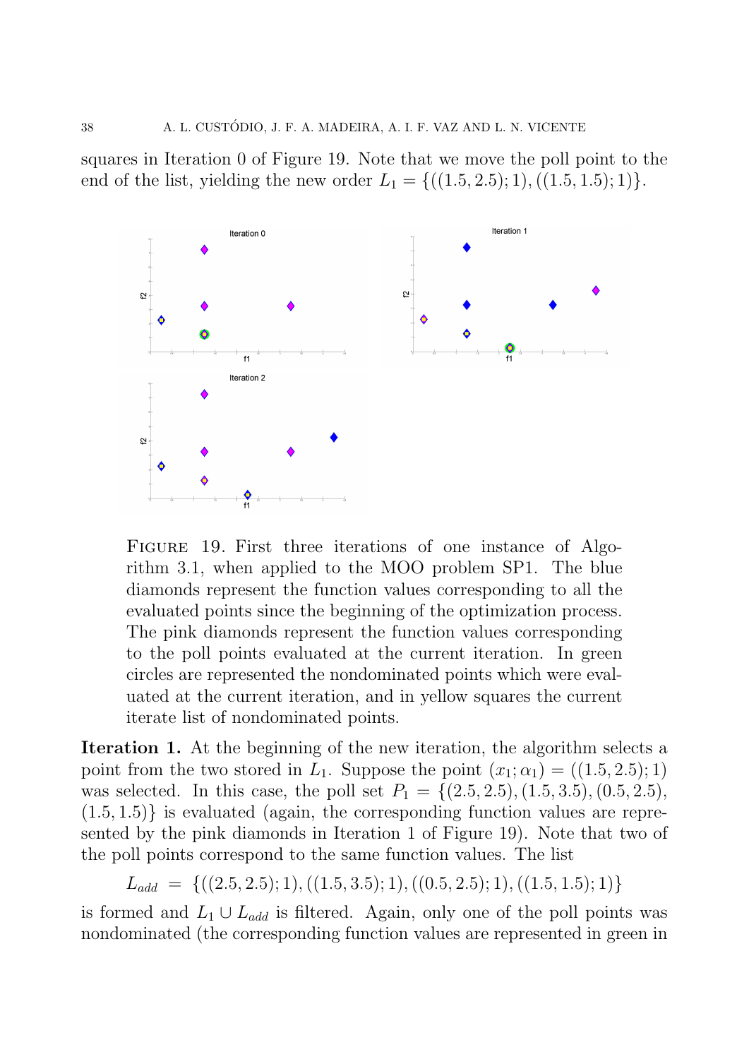squares in Iteration 0 of Figure 19. Note that we move the poll point to the end of the list, yielding the new order $L_1 = \{((1.5, 2.5); 1), ((1.5, 1.5); 1)\}$.

FIGURE 19. First three iterations of one instance of Algorithm 3.1, when applied to the MOO problem SP1. The blue diamonds represent the function values corresponding to all the evaluated points since the beginning of the optimization process. The pink diamonds represent the function values corresponding to the poll points evaluated at the current iteration. In green circles are represented the nondominated points which were evaluated at the current iteration, and in yellow squares the current iterate list of nondominated points.

**Iteration 1.** At the beginning of the new iteration, the algorithm selects a point from the two stored in $L_1$. Suppose the point $(x_1; \alpha_1) = ((1.5, 2.5); 1)$ was selected. In this case, the poll set $P_1 = \{(2.5, 2.5), (1.5, 3.5), (0.5, 2.5), (1.5, 1.5)\}$ is evaluated (again, the corresponding function values are represented by the pink diamonds in Iteration 1 of Figure 19). Note that two of the poll points correspond to the same function values. The list

$$L_{add} \;=\; \{((2.5, 2.5); 1), ((1.5, 3.5); 1), ((0.5, 2.5); 1), ((1.5, 1.5); 1)\}$$

is formed and $L_1 \cup L_{add}$ is filtered. Again, only one of the poll points was nondominated (the corresponding function values are represented in green in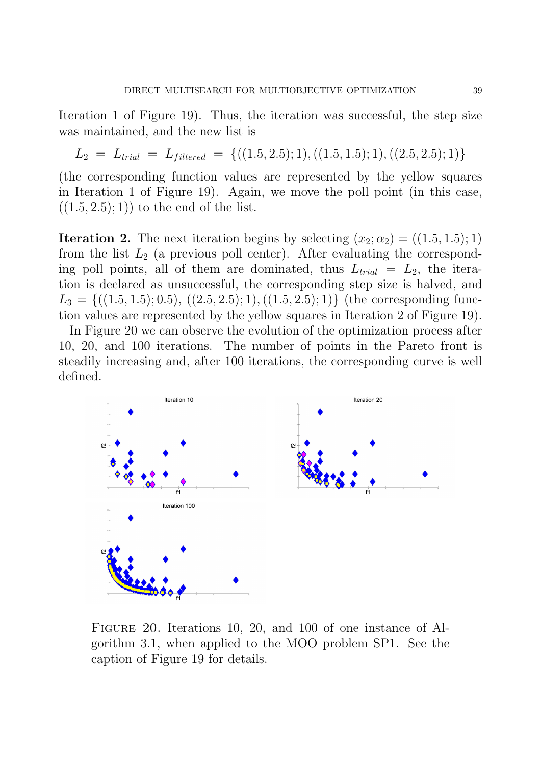Iteration 1 of Figure 19). Thus, the iteration was successful, the step size was maintained, and the new list is

$$L_2 = L_{trial} = L_{filtered} = \{((1.5, 2.5); 1), ((1.5, 1.5); 1), ((2.5, 2.5); 1)\}$$

(the corresponding function values are represented by the yellow squares in Iteration 1 of Figure 19). Again, we move the poll point (in this case, $((1.5, 2.5); 1)$) to the end of the list.

**Iteration 2.** The next iteration begins by selecting $(x_2; \alpha_2) = ((1.5, 1.5); 1)$ from the list $L_2$ (a previous poll center). After evaluating the corresponding poll points, all of them are dominated, thus $L_{trial} = L_2$, the iteration is declared as unsuccessful, the corresponding step size is halved, and $L_3 = \{((1.5, 1.5); 0.5), ((2.5, 2.5); 1), ((1.5, 2.5); 1)\}$ (the corresponding function values are represented by the yellow squares in Iteration 2 of Figure 19).

In Figure 20 we can observe the evolution of the optimization process after 10, 20, and 100 iterations. The number of points in the Pareto front is steadily increasing and, after 100 iterations, the corresponding curve is well defined.

FIGURE 20. Iterations 10, 20, and 100 of one instance of Algorithm 3.1, when applied to the MOO problem SP1. See the caption of Figure 19 for details.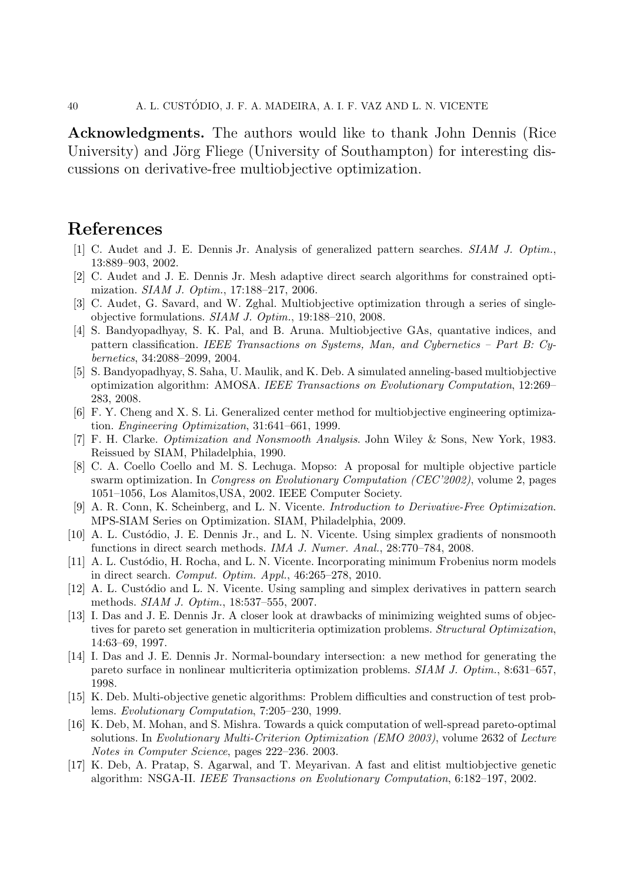**Acknowledgments.** The authors would like to thank John Dennis (Rice University) and Jörg Fliege (University of Southampton) for interesting discussions on derivative-free multiobjective optimization.

## References

[1] C. Audet and J. E. Dennis Jr. Analysis of generalized pattern searches. *SIAM J. Optim.*, 13:889–903, 2002.

[2] C. Audet and J. E. Dennis Jr. Mesh adaptive direct search algorithms for constrained optimization. *SIAM J. Optim.*, 17:188–217, 2006.

[3] C. Audet, G. Savard, and W. Zghal. Multiobjective optimization through a series of single-objective formulations. *SIAM J. Optim.*, 19:188–210, 2008.

[4] S. Bandyopadhyay, S. K. Pal, and B. Aruna. Multiobjective GAs, quantative indices, and pattern classification. *IEEE Transactions on Systems, Man, and Cybernetics – Part B: Cybernetics*, 34:2088–2099, 2004.

[5] S. Bandyopadhyay, S. Saha, U. Maulik, and K. Deb. A simulated anneling-based multiobjective optimization algorithm: AMOSA. *IEEE Transactions on Evolutionary Computation*, 12:269–283, 2008.

[6] F. Y. Cheng and X. S. Li. Generalized center method for multiobjective engineering optimization. *Engineering Optimization*, 31:641–661, 1999.

[7] F. H. Clarke. *Optimization and Nonsmooth Analysis*. John Wiley & Sons, New York, 1983. Reissued by SIAM, Philadelphia, 1990.

[8] C. A. Coello Coello and M. S. Lechuga. Mopso: A proposal for multiple objective particle swarm optimization. In *Congress on Evolutionary Computation (CEC'2002)*, volume 2, pages 1051–1056, Los Alamitos,USA, 2002. IEEE Computer Society.

[9] A. R. Conn, K. Scheinberg, and L. N. Vicente. *Introduction to Derivative-Free Optimization*. MPS-SIAM Series on Optimization. SIAM, Philadelphia, 2009.

[10] A. L. Custódio, J. E. Dennis Jr., and L. N. Vicente. Using simplex gradients of nonsmooth functions in direct search methods. *IMA J. Numer. Anal.*, 28:770–784, 2008.

[11] A. L. Custódio, H. Rocha, and L. N. Vicente. Incorporating minimum Frobenius norm models in direct search. *Comput. Optim. Appl.*, 46:265–278, 2010.

[12] A. L. Custódio and L. N. Vicente. Using sampling and simplex derivatives in pattern search methods. *SIAM J. Optim.*, 18:537–555, 2007.

[13] I. Das and J. E. Dennis Jr. A closer look at drawbacks of minimizing weighted sums of objectives for pareto set generation in multicriteria optimization problems. *Structural Optimization*, 14:63–69, 1997.

[14] I. Das and J. E. Dennis Jr. Normal-boundary intersection: a new method for generating the pareto surface in nonlinear multicriteria optimization problems. *SIAM J. Optim.*, 8:631–657, 1998.

[15] K. Deb. Multi-objective genetic algorithms: Problem difficulties and construction of test problems. *Evolutionary Computation*, 7:205–230, 1999.

[16] K. Deb, M. Mohan, and S. Mishra. Towards a quick computation of well-spread pareto-optimal solutions. In *Evolutionary Multi-Criterion Optimization (EMO 2003)*, volume 2632 of *Lecture Notes in Computer Science*, pages 222–236. 2003.

[17] K. Deb, A. Pratap, S. Agarwal, and T. Meyarivan. A fast and elitist multiobjective genetic algorithm: NSGA-II. *IEEE Transactions on Evolutionary Computation*, 6:182–197, 2002.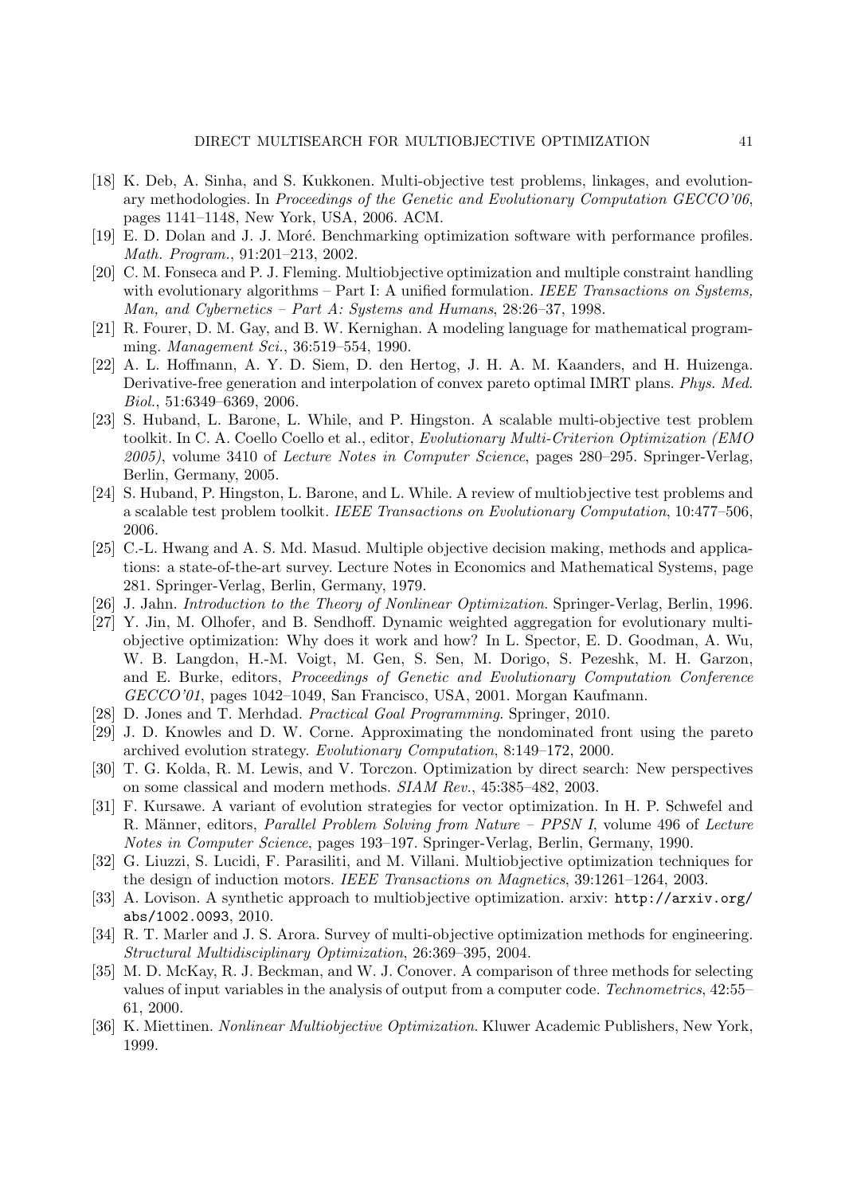[18] K. Deb, A. Sinha, and S. Kukkonen. Multi-objective test problems, linkages, and evolutionary methodologies. In *Proceedings of the Genetic and Evolutionary Computation GECCO'06*, pages 1141–1148, New York, USA, 2006. ACM.

[19] E. D. Dolan and J. J. Moré. Benchmarking optimization software with performance profiles. *Math. Program.*, 91:201–213, 2002.

[20] C. M. Fonseca and P. J. Fleming. Multiobjective optimization and multiple constraint handling with evolutionary algorithms – Part I: A unified formulation. *IEEE Transactions on Systems, Man, and Cybernetics – Part A: Systems and Humans*, 28:26–37, 1998.

[21] R. Fourer, D. M. Gay, and B. W. Kernighan. A modeling language for mathematical programming. *Management Sci.*, 36:519–554, 1990.

[22] A. L. Hoffmann, A. Y. D. Siem, D. den Hertog, J. H. A. M. Kaanders, and H. Huizenga. Derivative-free generation and interpolation of convex pareto optimal IMRT plans. *Phys. Med. Biol.*, 51:6349–6369, 2006.

[23] S. Huband, L. Barone, L. While, and P. Hingston. A scalable multi-objective test problem toolkit. In C. A. Coello Coello et al., editor, *Evolutionary Multi-Criterion Optimization (EMO 2005)*, volume 3410 of *Lecture Notes in Computer Science*, pages 280–295. Springer-Verlag, Berlin, Germany, 2005.

[24] S. Huband, P. Hingston, L. Barone, and L. While. A review of multiobjective test problems and a scalable test problem toolkit. *IEEE Transactions on Evolutionary Computation*, 10:477–506, 2006.

[25] C.-L. Hwang and A. S. Md. Masud. Multiple objective decision making, methods and applications: a state-of-the-art survey. Lecture Notes in Economics and Mathematical Systems, page 281. Springer-Verlag, Berlin, Germany, 1979.

[26] J. Jahn. *Introduction to the Theory of Nonlinear Optimization*. Springer-Verlag, Berlin, 1996.

[27] Y. Jin, M. Olhofer, and B. Sendhoff. Dynamic weighted aggregation for evolutionary multi-objective optimization: Why does it work and how? In L. Spector, E. D. Goodman, A. Wu, W. B. Langdon, H.-M. Voigt, M. Gen, S. Sen, M. Dorigo, S. Pezeshk, M. H. Garzon, and E. Burke, editors, *Proceedings of Genetic and Evolutionary Computation Conference GECCO'01*, pages 1042–1049, San Francisco, USA, 2001. Morgan Kaufmann.

[28] D. Jones and T. Merhdad. *Practical Goal Programming*. Springer, 2010.

[29] J. D. Knowles and D. W. Corne. Approximating the nondominated front using the pareto archived evolution strategy. *Evolutionary Computation*, 8:149–172, 2000.

[30] T. G. Kolda, R. M. Lewis, and V. Torczon. Optimization by direct search: New perspectives on some classical and modern methods. *SIAM Rev.*, 45:385–482, 2003.

[31] F. Kursawe. A variant of evolution strategies for vector optimization. In H. P. Schwefel and R. Männer, editors, *Parallel Problem Solving from Nature – PPSN I*, volume 496 of *Lecture Notes in Computer Science*, pages 193–197. Springer-Verlag, Berlin, Germany, 1990.

[32] G. Liuzzi, S. Lucidi, F. Parasiliti, and M. Villani. Multiobjective optimization techniques for the design of induction motors. *IEEE Transactions on Magnetics*, 39:1261–1264, 2003.

[33] A. Lovison. A synthetic approach to multiobjective optimization. arxiv: `http://arxiv.org/abs/1002.0093`, 2010.

[34] R. T. Marler and J. S. Arora. Survey of multi-objective optimization methods for engineering. *Structural Multidisciplinary Optimization*, 26:369–395, 2004.

[35] M. D. McKay, R. J. Beckman, and W. J. Conover. A comparison of three methods for selecting values of input variables in the analysis of output from a computer code. *Technometrics*, 42:55–61, 2000.

[36] K. Miettinen. *Nonlinear Multiobjective Optimization*. Kluwer Academic Publishers, New York, 1999.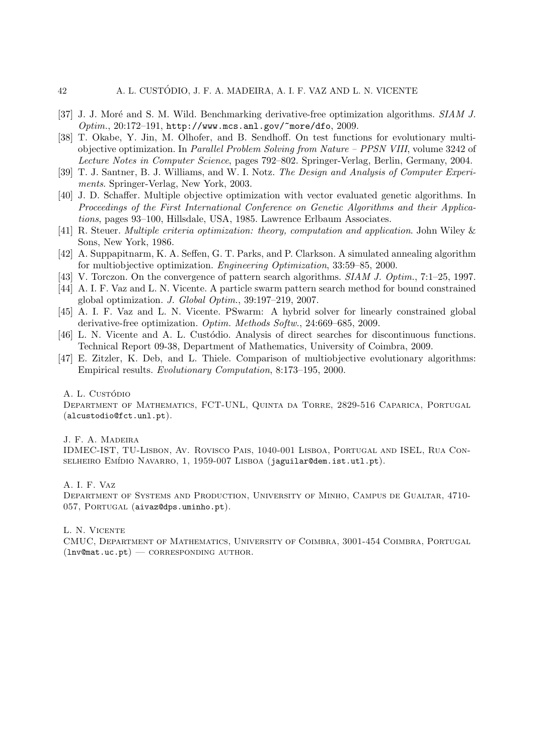[37] J. J. Moré and S. M. Wild. Benchmarking derivative-free optimization algorithms. *SIAM J. Optim.*, 20:172–191, http://www.mcs.anl.gov/~more/dfo, 2009.

[38] T. Okabe, Y. Jin, M. Olhofer, and B. Sendhoff. On test functions for evolutionary multi-objective optimization. In *Parallel Problem Solving from Nature – PPSN VIII*, volume 3242 of *Lecture Notes in Computer Science*, pages 792–802. Springer-Verlag, Berlin, Germany, 2004.

[39] T. J. Santner, B. J. Williams, and W. I. Notz. *The Design and Analysis of Computer Experiments*. Springer-Verlag, New York, 2003.

[40] J. D. Schaffer. Multiple objective optimization with vector evaluated genetic algorithms. In *Proceedings of the First International Conference on Genetic Algorithms and their Applications*, pages 93–100, Hillsdale, USA, 1985. Lawrence Erlbaum Associates.

[41] R. Steuer. *Multiple criteria optimization: theory, computation and application*. John Wiley & Sons, New York, 1986.

[42] A. Suppapitnarm, K. A. Seffen, G. T. Parks, and P. Clarkson. A simulated annealing algorithm for multiobjective optimization. *Engineering Optimization*, 33:59–85, 2000.

[43] V. Torczon. On the convergence of pattern search algorithms. *SIAM J. Optim.*, 7:1–25, 1997.

[44] A. I. F. Vaz and L. N. Vicente. A particle swarm pattern search method for bound constrained global optimization. *J. Global Optim.*, 39:197–219, 2007.

[45] A. I. F. Vaz and L. N. Vicente. PSwarm: A hybrid solver for linearly constrained global derivative-free optimization. *Optim. Methods Softw.*, 24:669–685, 2009.

[46] L. N. Vicente and A. L. Custódio. Analysis of direct searches for discontinuous functions. Technical Report 09-38, Department of Mathematics, University of Coimbra, 2009.

[47] E. Zitzler, K. Deb, and L. Thiele. Comparison of multiobjective evolutionary algorithms: Empirical results. *Evolutionary Computation*, 8:173–195, 2000.

A. L. Custódio

Department of Mathematics, FCT-UNL, Quinta da Torre, 2829-516 Caparica, Portugal (alcustodio@fct.unl.pt).

J. F. A. Madeira

IDMEC-IST, TU-Lisbon, Av. Rovisco Pais, 1040-001 Lisboa, Portugal and ISEL, Rua Conselheiro Emídio Navarro, 1, 1959-007 Lisboa (jaguilar@dem.ist.utl.pt).

A. I. F. Vaz

Department of Systems and Production, University of Minho, Campus de Gualtar, 4710-057, Portugal (aivaz@dps.uminho.pt).

L. N. Vicente

CMUC, Department of Mathematics, University of Coimbra, 3001-454 Coimbra, Portugal (lnv@mat.uc.pt) — corresponding author.